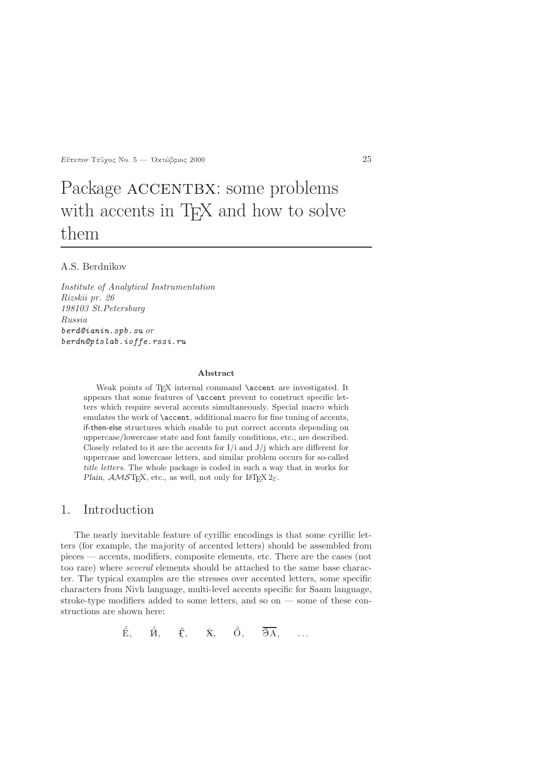# Package ACCENTBX: some problems with accents in TEX and how to solve them

A.S. Berdnikov

*Institute of Analytical Instrumentation*
*Rizskii pr. 26*
*198103 St.Petersburg*
*Russia*
*berd@ianin.spb.su* or
*berdn@ptslab.ioffe.rssi.ru*

**Abstract**

Weak points of TEX internal command `\accent` are investigated. It appears that some features of `\accent` prevent to construct specific letters which require several accents simultaneously. Special macro which emulates the work of `\accent`, additional macro for fine tuning of accents, if-then-else structures which enable to put correct accents depending on uppercase/lowercase state and font family conditions, etc., are described. Closely related to it are the accents for I/i and J/j which are different for uppercase and lowercase letters, and similar problem occurs for so-called *title letters*. The whole package is coded in such a way that in works for *Plain*, $\mathcal{AMS}$TEX, etc., as well, not only for LATEX $2_\varepsilon$.

## 1. Introduction

The nearly inevitable feature of cyrillic encodings is that some cyrillic letters (for example, the majority of accented letters) should be assembled from pieces — accents, modifiers, composite elements, etc. There are the cases (not too rare) where *several* elements should be attached to the same base character. The typical examples are the stresses over accented letters, some specific characters from Nivh language, multi-level accents specific for Saam language, stroke-type modifiers added to some letters, and so on — some of these constructions are shown here:

Ё́, Й́, Ғ̋, Ẋ, Ō̈, Э̄А̄, ...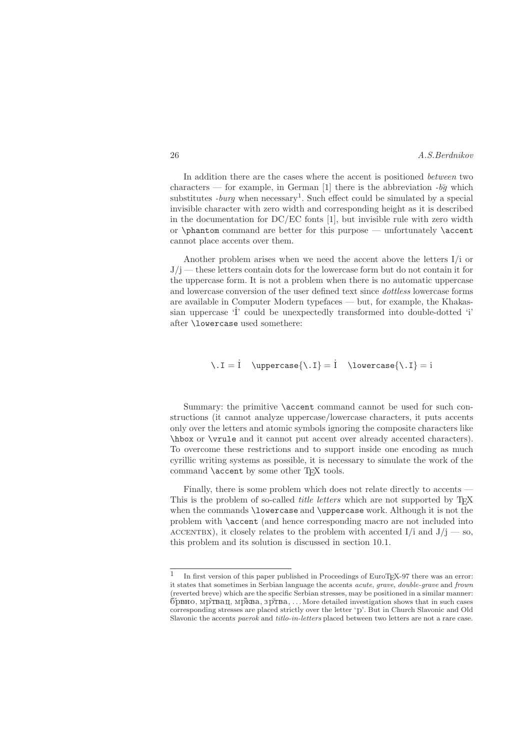In addition there are the cases where the accent is positioned *between* two characters — for example, in German [1] there is the abbreviation *-b̆g* which substitutes *-burg* when necessary[1]. Such effect could be simulated by a special invisible character with zero width and corresponding height as it is described in the documentation for DC/EC fonts [1], but invisible rule with zero width or `\phantom` command are better for this purpose — unfortunately `\accent` cannot place accents over them.

Another problem arises when we need the accent above the letters I/i or J/j — these letters contain dots for the lowercase form but do not contain it for the uppercase form. It is not a problem when there is no automatic uppercase and lowercase conversion of the user defined text since *dottless* lowercase forms are available in Computer Modern typefaces — but, for example, the Khakassian uppercase 'İ' could be unexpectedly transformed into double-dotted 'i' after `\lowercase` used somethere:

`\.I` = İ   `\uppercase{\.I}` = İ   `\lowercase{\.I}` = i

Summary: the primitive `\accent` command cannot be used for such constructions (it cannot analyze uppercase/lowercase characters, it puts accents only over the letters and atomic symbols ignoring the composite characters like `\hbox` or `\vrule` and it cannot put accent over already accented characters). To overcome these restrictions and to support inside one encoding as much cyrillic writing systems as possible, it is necessary to simulate the work of the command `\accent` by some other TEX tools.

Finally, there is some problem which does not relate directly to accents — This is the problem of so-called *title letters* which are not supported by TEX when the commands `\lowercase` and `\uppercase` work. Although it is not the problem with `\accent` (and hence corresponding macro are not included into ACCENTBX), it closely relates to the problem with accented I/i and J/j — so, this problem and its solution is discussed in section 10.1.

---

[1] In first version of this paper published in Proceedings of EuroTEX-97 there was an error: it states that sometimes in Serbian language the accents *acute*, *grave*, *double-grave* and *frown* (reverted breve) which are the specific Serbian stresses, may be positioned in a similar manner: б́рвно, мр̀твац, мр̏ква, зр̑тва, … More detailed investigation shows that in such cases corresponding stresses are placed strictly over the letter 'р'. But in Church Slavonic and Old Slavonic the accents *paerok* and *titlo-in-letters* placed between two letters are not a rare case.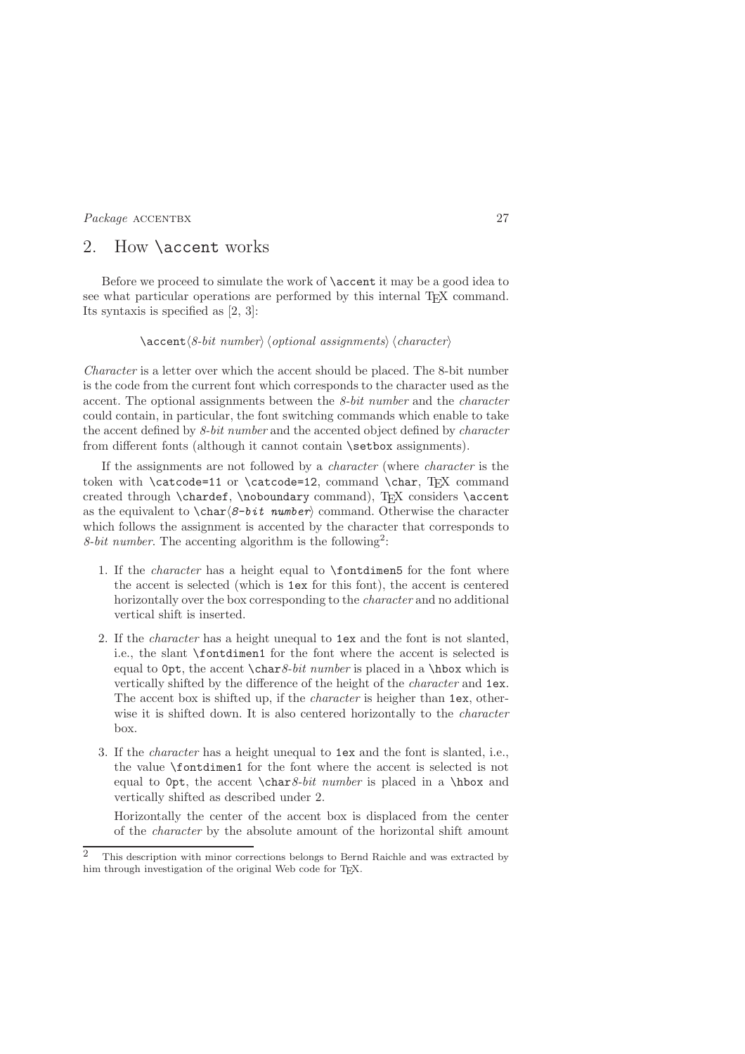## 2. How `\accent` works

Before we proceed to simulate the work of `\accent` it may be a good idea to see what particular operations are performed by this internal TEX command. Its syntaxis is specified as [2, 3]:

`\accent`⟨*8-bit number*⟩ ⟨*optional assignments*⟩ ⟨*character*⟩

*Character* is a letter over which the accent should be placed. The 8-bit number is the code from the current font which corresponds to the character used as the accent. The optional assignments between the *8-bit number* and the *character* could contain, in particular, the font switching commands which enable to take the accent defined by *8-bit number* and the accented object defined by *character* from different fonts (although it cannot contain `\setbox` assignments).

If the assignments are not followed by a *character* (where *character* is the token with `\catcode=11` or `\catcode=12`, command `\char`, TEX command created through `\chardef`, `\noboundary` command), TEX considers `\accent` as the equivalent to `\char`⟨*8-bit number*⟩ command. Otherwise the character which follows the assignment is accented by the character that corresponds to *8-bit number*. The accenting algorithm is the following[2]:

1. If the *character* has a height equal to `\fontdimen5` for the font where the accent is selected (which is `1ex` for this font), the accent is centered horizontally over the box corresponding to the *character* and no additional vertical shift is inserted.
2. If the *character* has a height unequal to `1ex` and the font is not slanted, i.e., the slant `\fontdimen1` for the font where the accent is selected is equal to `0pt`, the accent `\char`*8-bit number* is placed in a `\hbox` which is vertically shifted by the difference of the height of the *character* and `1ex`. The accent box is shifted up, if the *character* is heigher than `1ex`, otherwise it is shifted down. It is also centered horizontally to the *character* box.
3. If the *character* has a height unequal to `1ex` and the font is slanted, i.e., the value `\fontdimen1` for the font where the accent is selected is not equal to `0pt`, the accent `\char`*8-bit number* is placed in a `\hbox` and vertically shifted as described under 2.

   Horizontally the center of the accent box is displaced from the center of the *character* by the absolute amount of the horizontal shift amount

[2] This description with minor corrections belongs to Bernd Raichle and was extracted by him through investigation of the original Web code for TEX.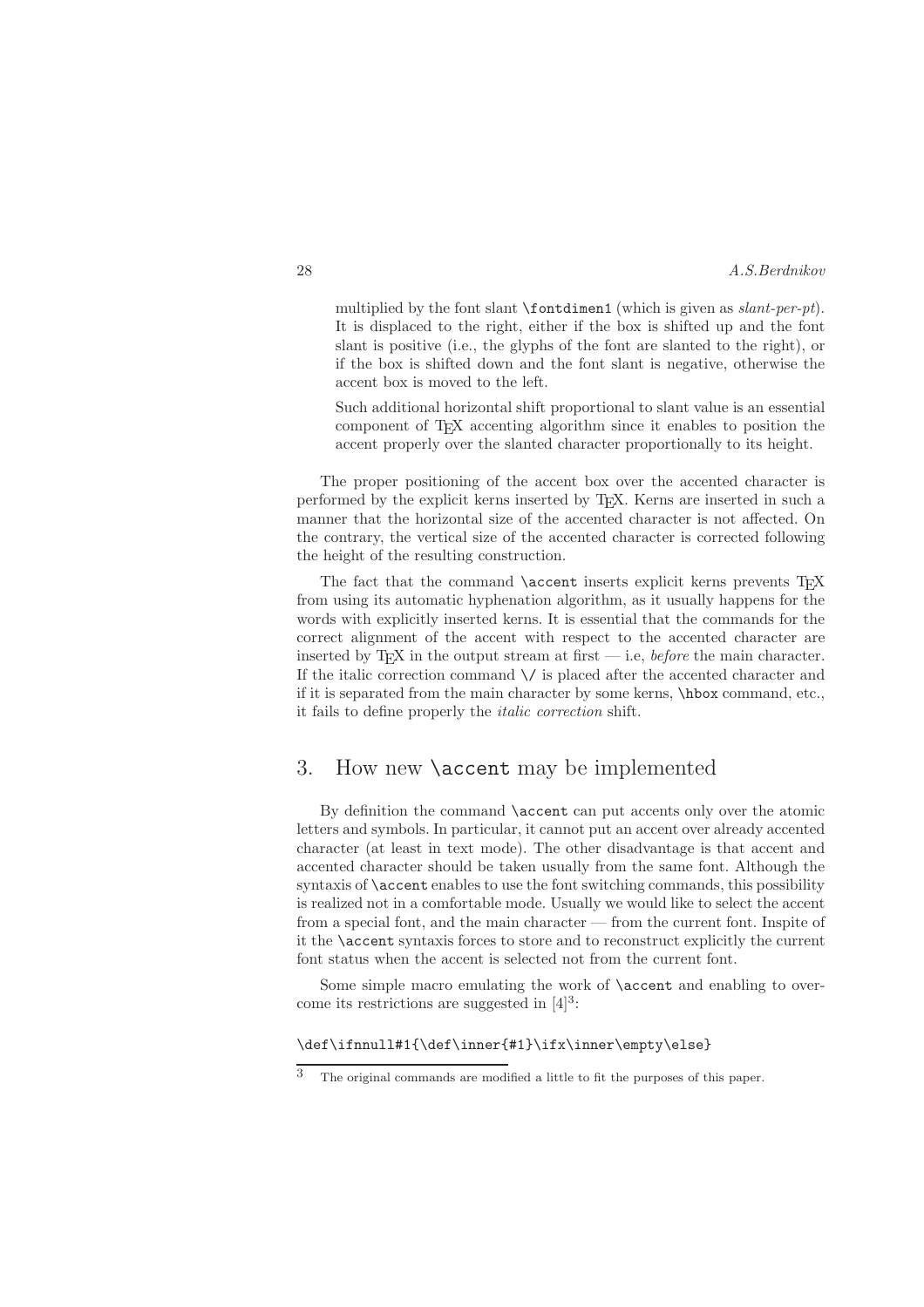multiplied by the font slant `\fontdimen1` (which is given as *slant-per-pt*). It is displaced to the right, either if the box is shifted up and the font slant is positive (i.e., the glyphs of the font are slanted to the right), or if the box is shifted down and the font slant is negative, otherwise the accent box is moved to the left.

Such additional horizontal shift proportional to slant value is an essential component of TEX accenting algorithm since it enables to position the accent properly over the slanted character proportionally to its height.

The proper positioning of the accent box over the accented character is performed by the explicit kerns inserted by TEX. Kerns are inserted in such a manner that the horizontal size of the accented character is not affected. On the contrary, the vertical size of the accented character is corrected following the height of the resulting construction.

The fact that the command `\accent` inserts explicit kerns prevents TEX from using its automatic hyphenation algorithm, as it usually happens for the words with explicitly inserted kerns. It is essential that the commands for the correct alignment of the accent with respect to the accented character are inserted by TEX in the output stream at first — i.e, *before* the main character. If the italic correction command `\/` is placed after the accented character and if it is separated from the main character by some kerns, `\hbox` command, etc., it fails to define properly the *italic correction* shift.

## 3. How new `\accent` may be implemented

By definition the command `\accent` can put accents only over the atomic letters and symbols. In particular, it cannot put an accent over already accented character (at least in text mode). The other disadvantage is that accent and accented character should be taken usually from the same font. Although the syntaxis of `\accent` enables to use the font switching commands, this possibility is realized not in a comfortable mode. Usually we would like to select the accent from a special font, and the main character — from the current font. Inspite of it the `\accent` syntaxis forces to store and to reconstruct explicitly the current font status when the accent is selected not from the current font.

Some simple macro emulating the work of `\accent` and enabling to overcome its restrictions are suggested in [4][3]:

```
\def\ifnnull#1{\def\inner{#1}\ifx\inner\empty\else}
```

[3] The original commands are modified a little to fit the purposes of this paper.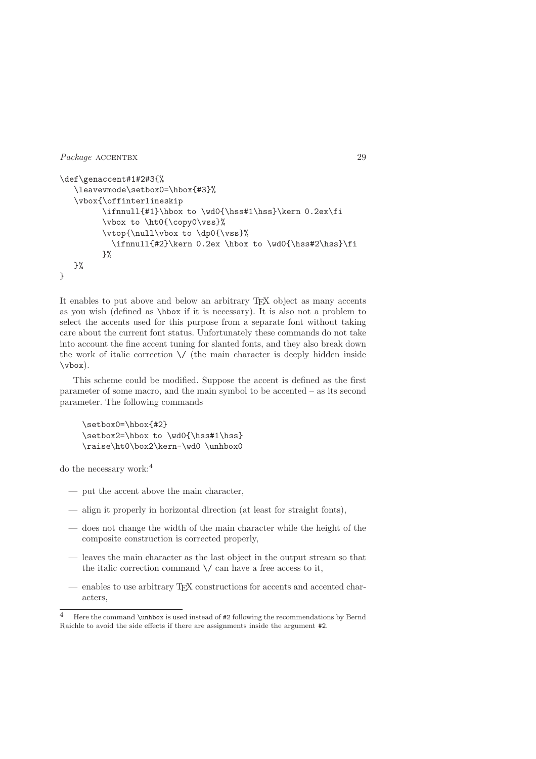```
\def\genaccent#1#2#3{%
   \leavevmode\setbox0=\hbox{#3}%
   \vbox{\offinterlineskip
         \ifnnull{#1}\hbox to \wd0{\hss#1\hss}\kern 0.2ex\fi
         \vbox to \ht0{\copy0\vss}%
         \vtop{\null\vbox to \dp0{\vss}%
           \ifnnull{#2}\kern 0.2ex \hbox to \wd0{\hss#2\hss}\fi
         }%
   }%
}
```

It enables to put above and below an arbitrary TEX object as many accents as you wish (defined as `\hbox` if it is necessary). It is also not a problem to select the accents used for this purpose from a separate font without taking care about the current font status. Unfortunately these commands do not take into account the fine accent tuning for slanted fonts, and they also break down the work of italic correction `\/` (the main character is deeply hidden inside `\vbox`).

This scheme could be modified. Suppose the accent is defined as the first parameter of some macro, and the main symbol to be accented – as its second parameter. The following commands

```
\setbox0=\hbox{#2}
\setbox2=\hbox to \wd0{\hss#1\hss}
\raise\ht0\box2\kern-\wd0 \unhbox0
```

do the necessary work:[4]

- — put the accent above the main character,
- — align it properly in horizontal direction (at least for straight fonts),
- — does not change the width of the main character while the height of the composite construction is corrected properly,
- — leaves the main character as the last object in the output stream so that the italic correction command `\/` can have a free access to it,
- — enables to use arbitrary TEX constructions for accents and accented characters,

[4] Here the command `\unhbox` is used instead of `#2` following the recommendations by Bernd Raichle to avoid the side effects if there are assignments inside the argument `#2`.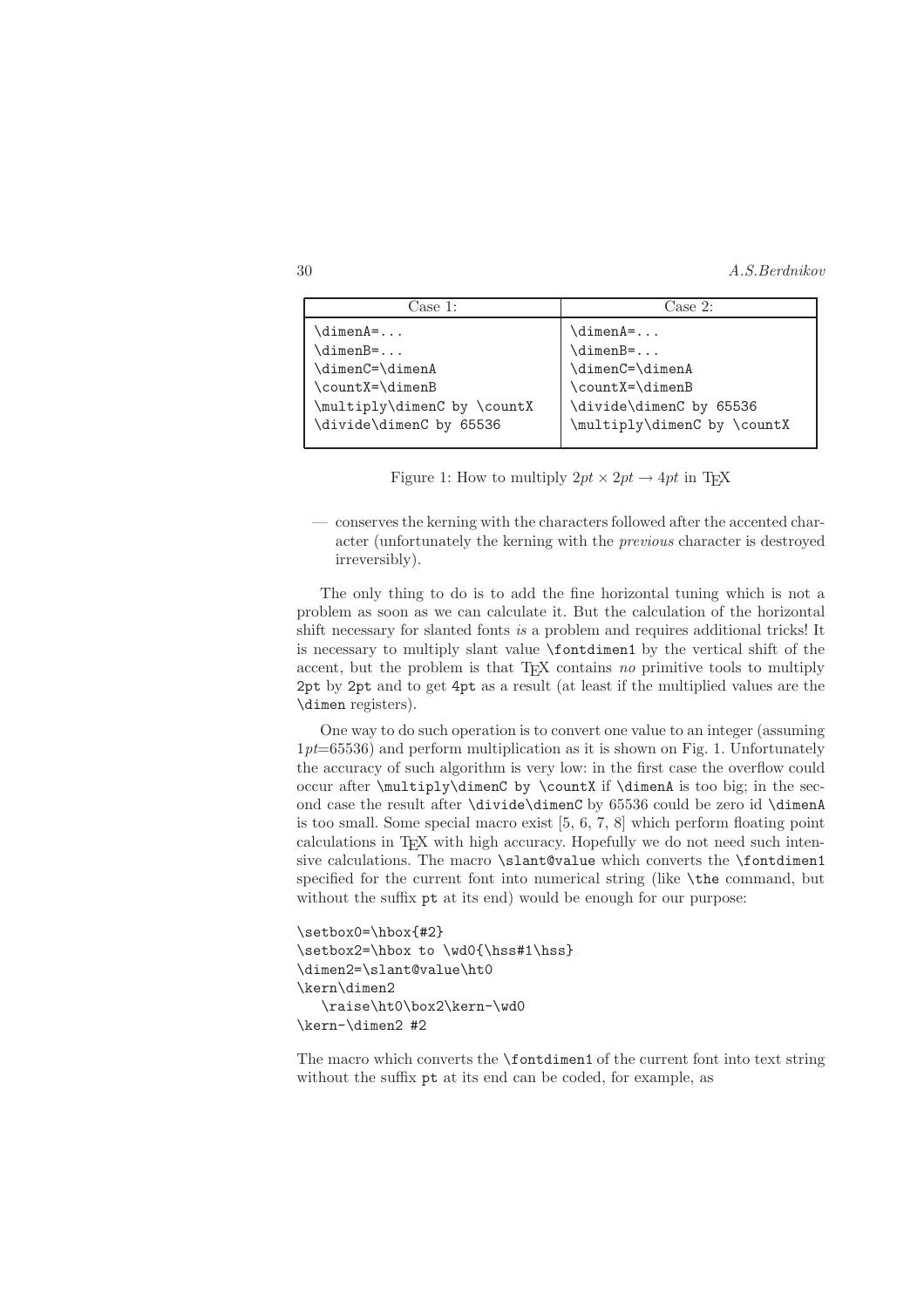| Case 1: | Case 2: |
|---|---|
| `\dimenA=...` | `\dimenA=...` |
| `\dimenB=...` | `\dimenB=...` |
| `\dimenC=\dimenA` | `\dimenC=\dimenA` |
| `\countX=\dimenB` | `\countX=\dimenB` |
| `\multiply\dimenC by \countX` | `\divide\dimenC by 65536` |
| `\divide\dimenC by 65536` | `\multiply\dimenC by \countX` |

Figure 1: How to multiply $2pt \times 2pt \rightarrow 4pt$ in TEX

— conserves the kerning with the characters followed after the accented character (unfortunately the kerning with the *previous* character is destroyed irreversibly).

The only thing to do is to add the fine horizontal tuning which is not a problem as soon as we can calculate it. But the calculation of the horizontal shift necessary for slanted fonts *is* a problem and requires additional tricks! It is necessary to multiply slant value `\fontdimen1` by the vertical shift of the accent, but the problem is that TEX contains *no* primitive tools to multiply `2pt` by `2pt` and to get `4pt` as a result (at least if the multiplied values are the `\dimen` registers).

One way to do such operation is to convert one value to an integer (assuming $1pt$=65536) and perform multiplication as it is shown on Fig. 1. Unfortunately the accuracy of such algorithm is very low: in the first case the overflow could occur after `\multiply\dimenC by \countX` if `\dimenA` is too big; in the second case the result after `\divide\dimenC` by 65536 could be zero id `\dimenA` is too small. Some special macro exist [5, 6, 7, 8] which perform floating point calculations in TEX with high accuracy. Hopefully we do not need such intensive calculations. The macro `\slant@value` which converts the `\fontdimen1` specified for the current font into numerical string (like `\the` command, but without the suffix `pt` at its end) would be enough for our purpose:

```
\setbox0=\hbox{#2}
\setbox2=\hbox to \wd0{\hss#1\hss}
\dimen2=\slant@value\ht0
\kern\dimen2
   \raise\ht0\box2\kern-\wd0
\kern-\dimen2 #2
```

The macro which converts the `\fontdimen1` of the current font into text string without the suffix `pt` at its end can be coded, for example, as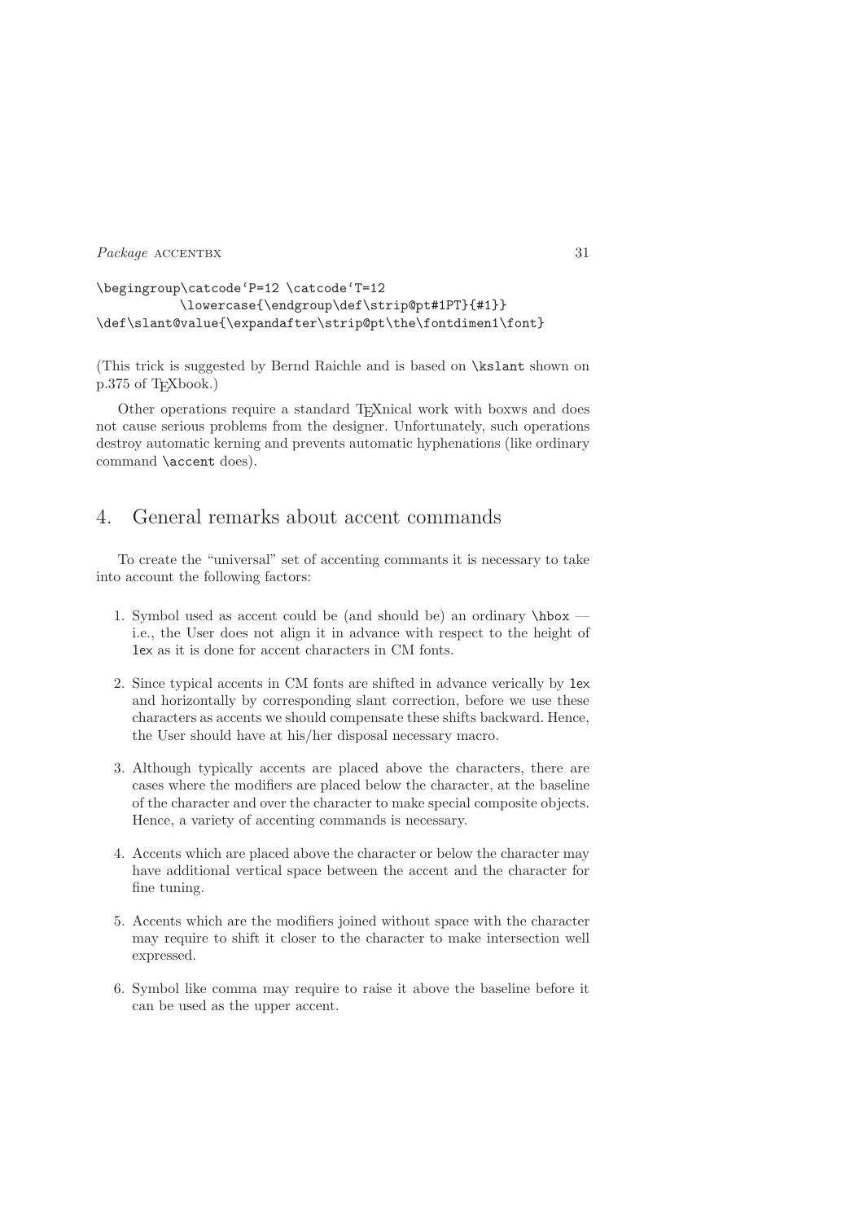```
\begingroup\catcode`P=12 \catcode`T=12
          \lowercase{\endgroup\def\strip@pt#1PT}{#1}}
\def\slant@value{\expandafter\strip@pt\the\fontdimen1\font}
```

(This trick is suggested by Bernd Raichle and is based on `\kslant` shown on p.375 of TEXbook.)

Other operations require a standard TEXnical work with boxws and does not cause serious problems from the designer. Unfortunately, such operations destroy automatic kerning and prevents automatic hyphenations (like ordinary command `\accent` does).

## 4. General remarks about accent commands

To create the "universal" set of accenting commants it is necessary to take into account the following factors:

1. Symbol used as accent could be (and should be) an ordinary `\hbox` — i.e., the User does not align it in advance with respect to the height of `1ex` as it is done for accent characters in CM fonts.
2. Since typical accents in CM fonts are shifted in advance verically by `1ex` and horizontally by corresponding slant correction, before we use these characters as accents we should compensate these shifts backward. Hence, the User should have at his/her disposal necessary macro.
3. Although typically accents are placed above the characters, there are cases where the modifiers are placed below the character, at the baseline of the character and over the character to make special composite objects. Hence, a variety of accenting commands is necessary.
4. Accents which are placed above the character or below the character may have additional vertical space between the accent and the character for fine tuning.
5. Accents which are the modifiers joined without space with the character may require to shift it closer to the character to make intersection well expressed.
6. Symbol like comma may require to raise it above the baseline before it can be used as the upper accent.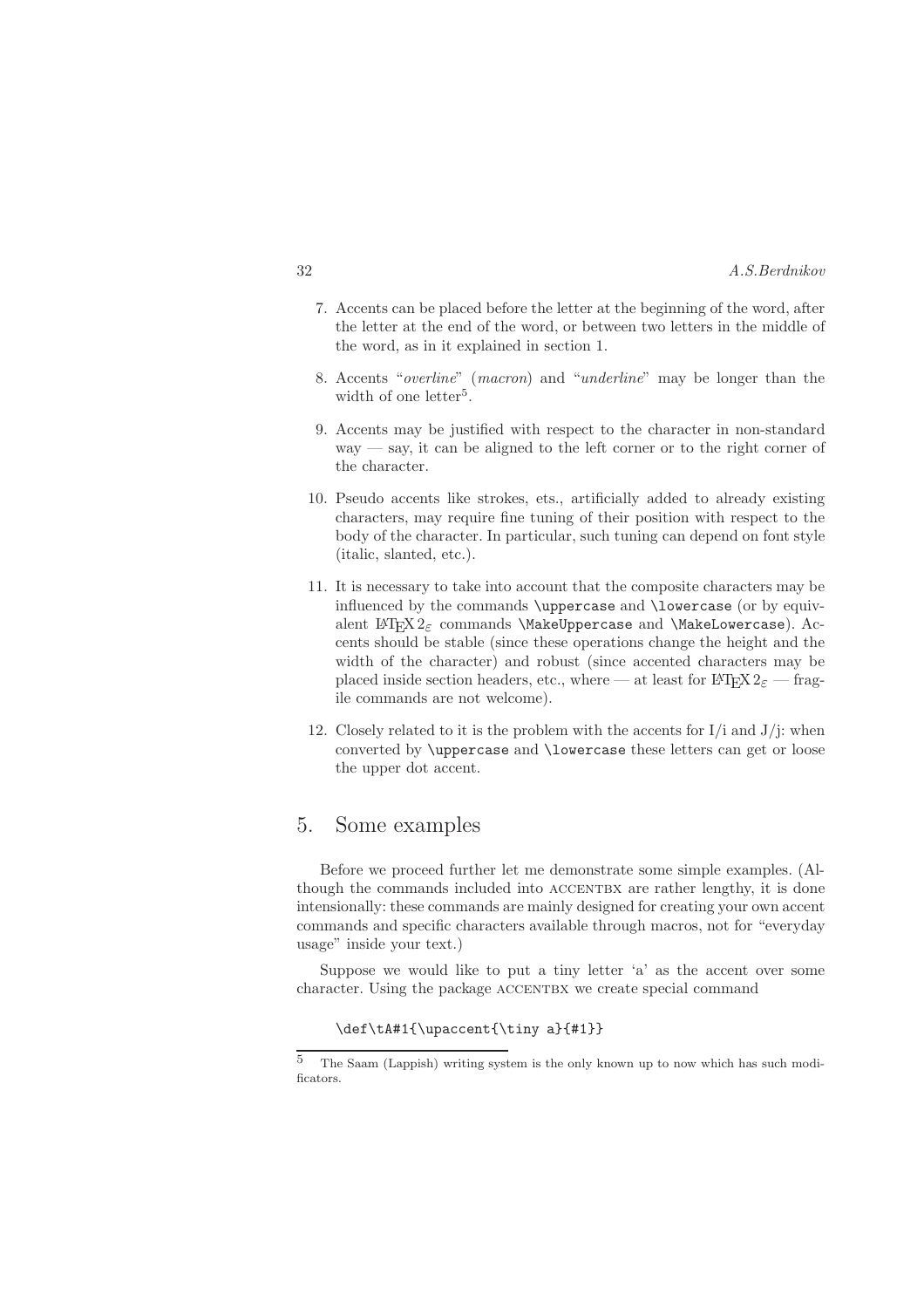7. Accents can be placed before the letter at the beginning of the word, after the letter at the end of the word, or between two letters in the middle of the word, as in it explained in section 1.

8. Accents "*overline*" (*macron*) and "*underline*" may be longer than the width of one letter[5].

9. Accents may be justified with respect to the character in non-standard way — say, it can be aligned to the left corner or to the right corner of the character.

10. Pseudo accents like strokes, ets., artificially added to already existing characters, may require fine tuning of their position with respect to the body of the character. In particular, such tuning can depend on font style (italic, slanted, etc.).

11. It is necessary to take into account that the composite characters may be influenced by the commands `\uppercase` and `\lowercase` (or by equivalent LaTeX $2_\varepsilon$ commands `\MakeUppercase` and `\MakeLowercase`). Accents should be stable (since these operations change the height and the width of the character) and robust (since accented characters may be placed inside section headers, etc., where — at least for LaTeX $2_\varepsilon$ — fragile commands are not welcome).

12. Closely related to it is the problem with the accents for I/i and J/j: when converted by `\uppercase` and `\lowercase` these letters can get or loose the upper dot accent.

## 5. Some examples

Before we proceed further let me demonstrate some simple examples. (Although the commands included into ACCENTBX are rather lengthy, it is done intensionally: these commands are mainly designed for creating your own accent commands and specific characters available through macros, not for "everyday usage" inside your text.)

Suppose we would like to put a tiny letter 'a' as the accent over some character. Using the package ACCENTBX we create special command

```
\def\tA#1{\upaccent{\tiny a}{#1}}
```

[5] The Saam (Lappish) writing system is the only known up to now which has such modificators.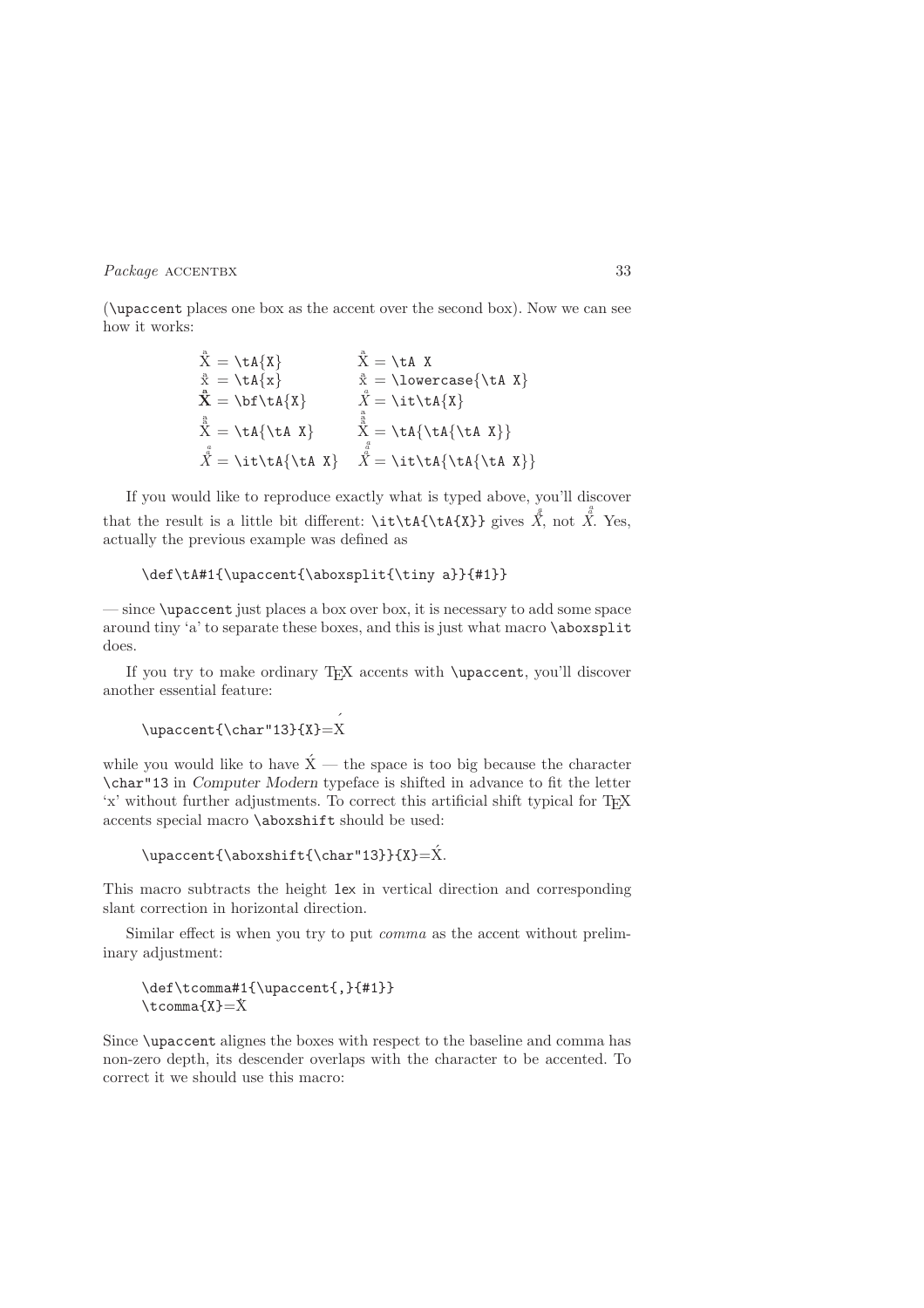(`\upaccent` places one box as the accent over the second box). Now we can see how it works:

| | |
|---|---|
| X̊ = `\tA{X}` | X̊ = `\tA X` |
| x̊ = `\tA{x}` | x̊ = `\lowercase{\tA X}` |
| **X̊** = `\bf\tA{X}` | *X̊* = `\it\tA{X}` |
| X̊ = `\tA{\tA X}` | X̊ = `\tA{\tA{\tA X}}` |
| *X̊* = `\it\tA{\tA X}` | *X̊* = `\it\tA{\tA{\tA X}}` |

If you would like to reproduce exactly what is typed above, you'll discover that the result is a little bit different: `\it\tA{\tA{X}}` gives *X̊*, not *X̊*. Yes, actually the previous example was defined as

```
\def\tA#1{\upaccent{\aboxsplit{\tiny a}}{#1}}
```

— since `\upaccent` just places a box over box, it is necessary to add some space around tiny 'a' to separate these boxes, and this is just what macro `\aboxsplit` does.

If you try to make ordinary TEX accents with `\upaccent`, you'll discover another essential feature:

```
\upaccent{\char"13}{X}=X́
```

while you would like to have Ẋ — the space is too big because the character `\char"13` in *Computer Modern* typeface is shifted in advance to fit the letter 'x' without further adjustments. To correct this artificial shift typical for TEX accents special macro `\aboxshift` should be used:

```
\upaccent{\aboxshift{\char"13}}{X}=X́.
```

This macro subtracts the height `1ex` in vertical direction and corresponding slant correction in horizontal direction.

Similar effect is when you try to put *comma* as the accent without preliminary adjustment:

```
\def\tcomma#1{\upaccent{,}{#1}}
\tcomma{X}=X̓
```

Since `\upaccent` alignes the boxes with respect to the baseline and comma has non-zero depth, its descender overlaps with the character to be accented. To correct it we should use this macro: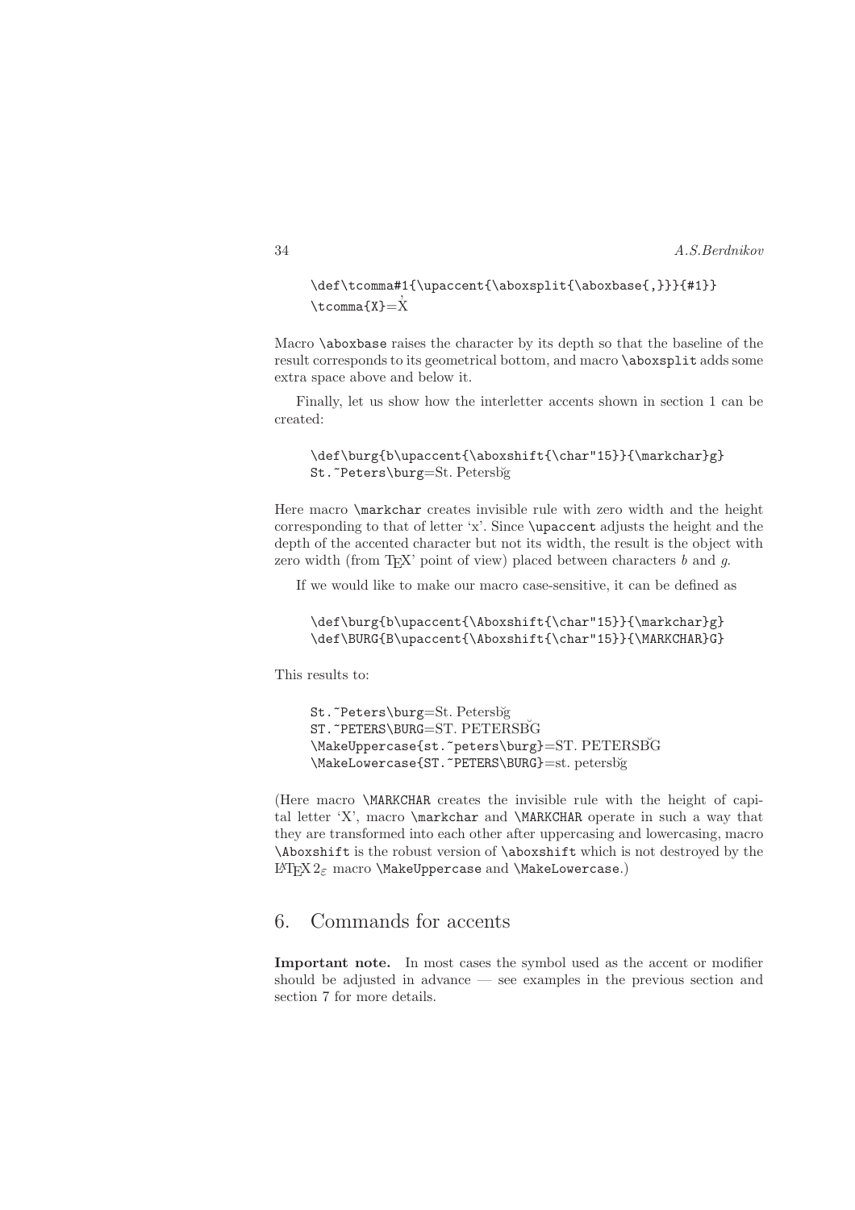```
\def\tcomma#1{\upaccent{\aboxsplit{\aboxbase{,}}}{#1}}
\tcomma{X}=X̓
```

Macro `\aboxbase` raises the character by its depth so that the baseline of the result corresponds to its geometrical bottom, and macro `\aboxsplit` adds some extra space above and below it.

Finally, let us show how the interletter accents shown in section 1 can be created:

```
\def\burg{b\upaccent{\aboxshift{\char"15}}{\markchar}g}
St.~Peters\burg=St. Petersb̆g
```

Here macro `\markchar` creates invisible rule with zero width and the height corresponding to that of letter 'x'. Since `\upaccent` adjusts the height and the depth of the accented character but not its width, the result is the object with zero width (from TEX' point of view) placed between characters *b* and *g*.

If we would like to make our macro case-sensitive, it can be defined as

```
\def\burg{b\upaccent{\Aboxshift{\char"15}}{\markchar}g}
\def\BURG{B\upaccent{\Aboxshift{\char"15}}{\MARKCHAR}G}
```

This results to:

```
St.~Peters\burg=St. Petersb̆g
ST.~PETERS\BURG=ST. PETERSB̆G
\MakeUppercase{st.~peters\burg}=ST. PETERSB̆G
\MakeLowercase{ST.~PETERS\BURG}=st. petersb̆g
```

(Here macro `\MARKCHAR` creates the invisible rule with the height of capital letter 'X', macro `\markchar` and `\MARKCHAR` operate in such a way that they are transformed into each other after uppercasing and lowercasing, macro `\Aboxshift` is the robust version of `\aboxshift` which is not destroyed by the LATEX $2_\varepsilon$ macro `\MakeUppercase` and `\MakeLowercase`.)

## 6. Commands for accents

**Important note.** In most cases the symbol used as the accent or modifier should be adjusted in advance — see examples in the previous section and section 7 for more details.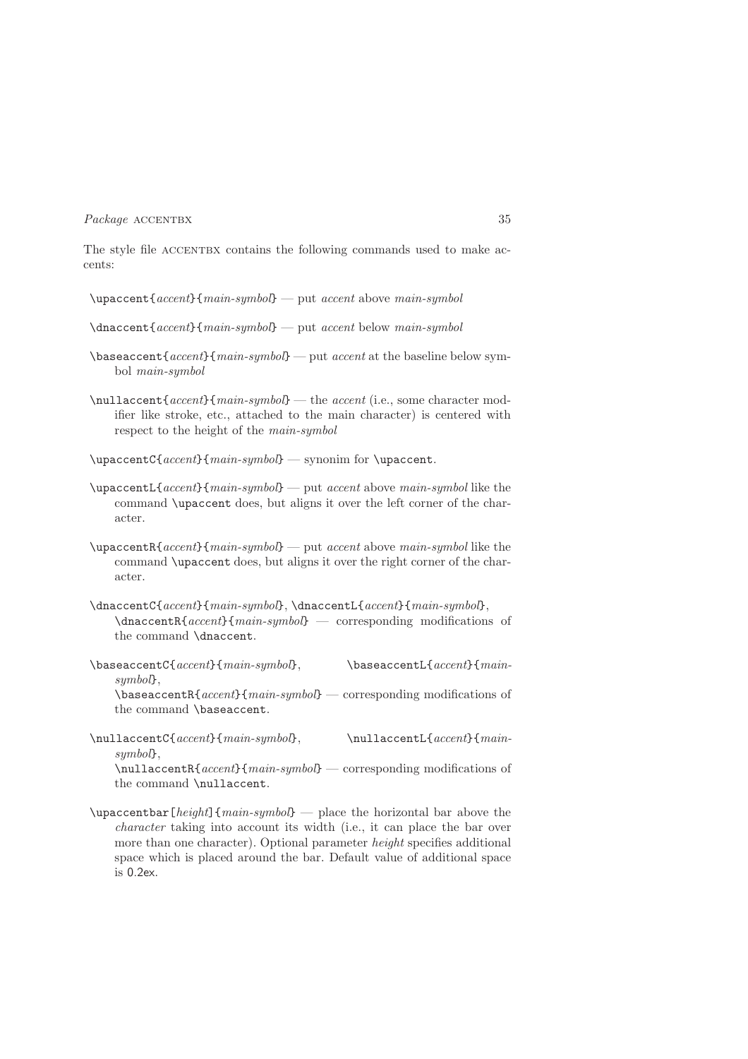The style file ACCENTBX contains the following commands used to make accents:

`\upaccent{`*accent*`}{`*main-symbol*`}` — put *accent* above *main-symbol*

`\dnaccent{`*accent*`}{`*main-symbol*`}` — put *accent* below *main-symbol*

`\baseaccent{`*accent*`}{`*main-symbol*`}` — put *accent* at the baseline below symbol *main-symbol*

`\nullaccent{`*accent*`}{`*main-symbol*`}` — the *accent* (i.e., some character modifier like stroke, etc., attached to the main character) is centered with respect to the height of the *main-symbol*

`\upaccentC{`*accent*`}{`*main-symbol*`}` — synonim for `\upaccent`.

`\upaccentL{`*accent*`}{`*main-symbol*`}` — put *accent* above *main-symbol* like the command `\upaccent` does, but aligns it over the left corner of the character.

`\upaccentR{`*accent*`}{`*main-symbol*`}` — put *accent* above *main-symbol* like the command `\upaccent` does, but aligns it over the right corner of the character.

`\dnaccentC{`*accent*`}{`*main-symbol*`}`, `\dnaccentL{`*accent*`}{`*main-symbol*`}`, `\dnaccentR{`*accent*`}{`*main-symbol*`}` — corresponding modifications of the command `\dnaccent`.

`\baseaccentC{`*accent*`}{`*main-symbol*`}`, `\baseaccentL{`*accent*`}{`*main-symbol*`}`, `\baseaccentR{`*accent*`}{`*main-symbol*`}` — corresponding modifications of the command `\baseaccent`.

`\nullaccentC{`*accent*`}{`*main-symbol*`}`, `\nullaccentL{`*accent*`}{`*main-symbol*`}`, `\nullaccentR{`*accent*`}{`*main-symbol*`}` — corresponding modifications of the command `\nullaccent`.

`\upaccentbar[`*height*`]{`*main-symbol*`}` — place the horizontal bar above the *character* taking into account its width (i.e., it can place the bar over more than one character). Optional parameter *height* specifies additional space which is placed around the bar. Default value of additional space is 0.2ex.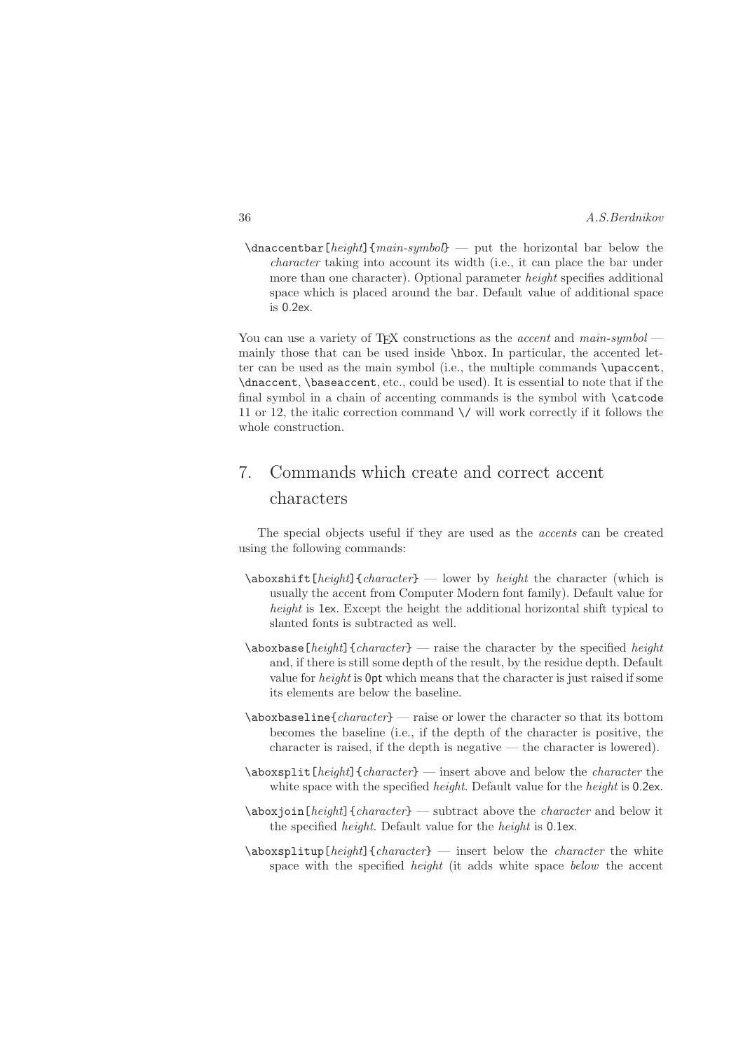`\dnaccentbar[`*height*`]{`*main-symbol*`}` — put the horizontal bar below the *character* taking into account its width (i.e., it can place the bar under more than one character). Optional parameter *height* specifies additional space which is placed around the bar. Default value of additional space is `0.2ex`.

You can use a variety of TEX constructions as the *accent* and *main-symbol* — mainly those that can be used inside `\hbox`. In particular, the accented letter can be used as the main symbol (i.e., the multiple commands `\upaccent`, `\dnaccent`, `\baseaccent`, etc., could be used). It is essential to note that if the final symbol in a chain of accenting commands is the symbol with `\catcode` 11 or 12, the italic correction command `\/` will work correctly if it follows the whole construction.

## 7. Commands which create and correct accent characters

The special objects useful if they are used as the *accents* can be created using the following commands:

`\aboxshift[`*height*`]{`*character*`}` — lower by *height* the character (which is usually the accent from Computer Modern font family). Default value for *height* is `1ex`. Except the height the additional horizontal shift typical to slanted fonts is subtracted as well.

`\aboxbase[`*height*`]{`*character*`}` — raise the character by the specified *height* and, if there is still some depth of the result, by the residue depth. Default value for *height* is `0pt` which means that the character is just raised if some its elements are below the baseline.

`\aboxbaseline{`*character*`}` — raise or lower the character so that its bottom becomes the baseline (i.e., if the depth of the character is positive, the character is raised, if the depth is negative — the character is lowered).

`\aboxsplit[`*height*`]{`*character*`}` — insert above and below the *character* the white space with the specified *height*. Default value for the *height* is `0.2ex`.

`\aboxjoin[`*height*`]{`*character*`}` — subtract above the *character* and below it the specified *height*. Default value for the *height* is `0.1ex`.

`\aboxsplitup[`*height*`]{`*character*`}` — insert below the *character* the white space with the specified *height* (it adds white space *below* the accent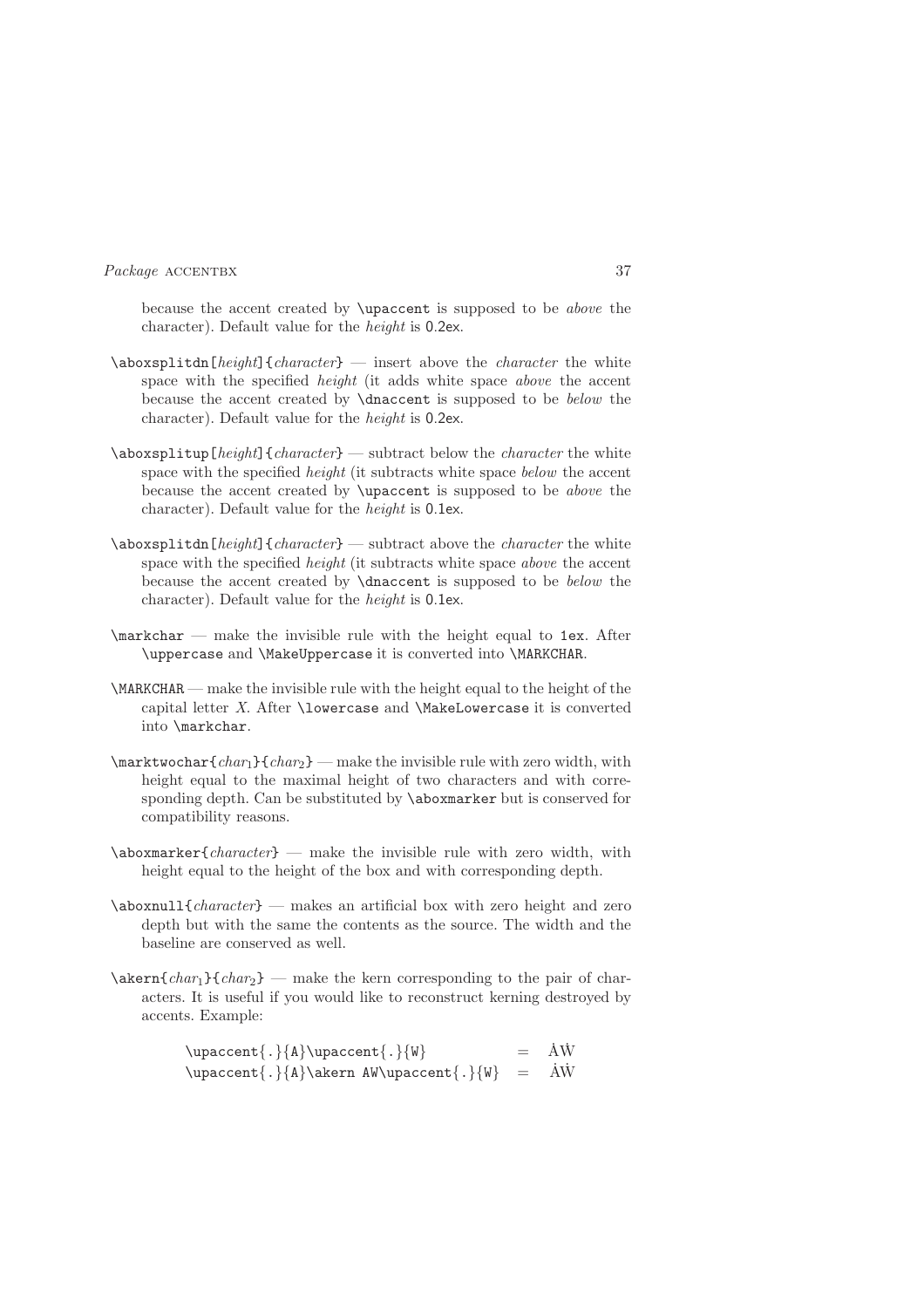because the accent created by `\upaccent` is supposed to be *above* the character). Default value for the *height* is `0.2ex`.

`\aboxsplitdn[`*height*`]{`*character*`}` — insert above the *character* the white space with the specified *height* (it adds white space *above* the accent because the accent created by `\dnaccent` is supposed to be *below* the character). Default value for the *height* is `0.2ex`.

`\aboxsplitup[`*height*`]{`*character*`}` — subtract below the *character* the white space with the specified *height* (it subtracts white space *below* the accent because the accent created by `\upaccent` is supposed to be *above* the character). Default value for the *height* is `0.1ex`.

`\aboxsplitdn[`*height*`]{`*character*`}` — subtract above the *character* the white space with the specified *height* (it subtracts white space *above* the accent because the accent created by `\dnaccent` is supposed to be *below* the character). Default value for the *height* is `0.1ex`.

`\markchar` — make the invisible rule with the height equal to `1ex`. After `\uppercase` and `\MakeUppercase` it is converted into `\MARKCHAR`.

`\MARKCHAR` — make the invisible rule with the height equal to the height of the capital letter *X*. After `\lowercase` and `\MakeLowercase` it is converted into `\markchar`.

`\marktwochar{`$char_1$`}{`$char_2$`}` — make the invisible rule with zero width, with height equal to the maximal height of two characters and with corresponding depth. Can be substituted by `\aboxmarker` but is conserved for compatibility reasons.

`\aboxmarker{`*character*`}` — make the invisible rule with zero width, with height equal to the height of the box and with corresponding depth.

`\aboxnull{`*character*`}` — makes an artificial box with zero height and zero depth but with the same the contents as the source. The width and the baseline are conserved as well.

`\akern{`$char_1$`}{`$char_2$`}` — make the kern corresponding to the pair of characters. It is useful if you would like to reconstruct kerning destroyed by accents. Example:

```
\upaccent{.}{A}\upaccent{.}{W}             =  ȦẆ
\upaccent{.}{A}\akern AW\upaccent{.}{W}    =  ȦẆ
```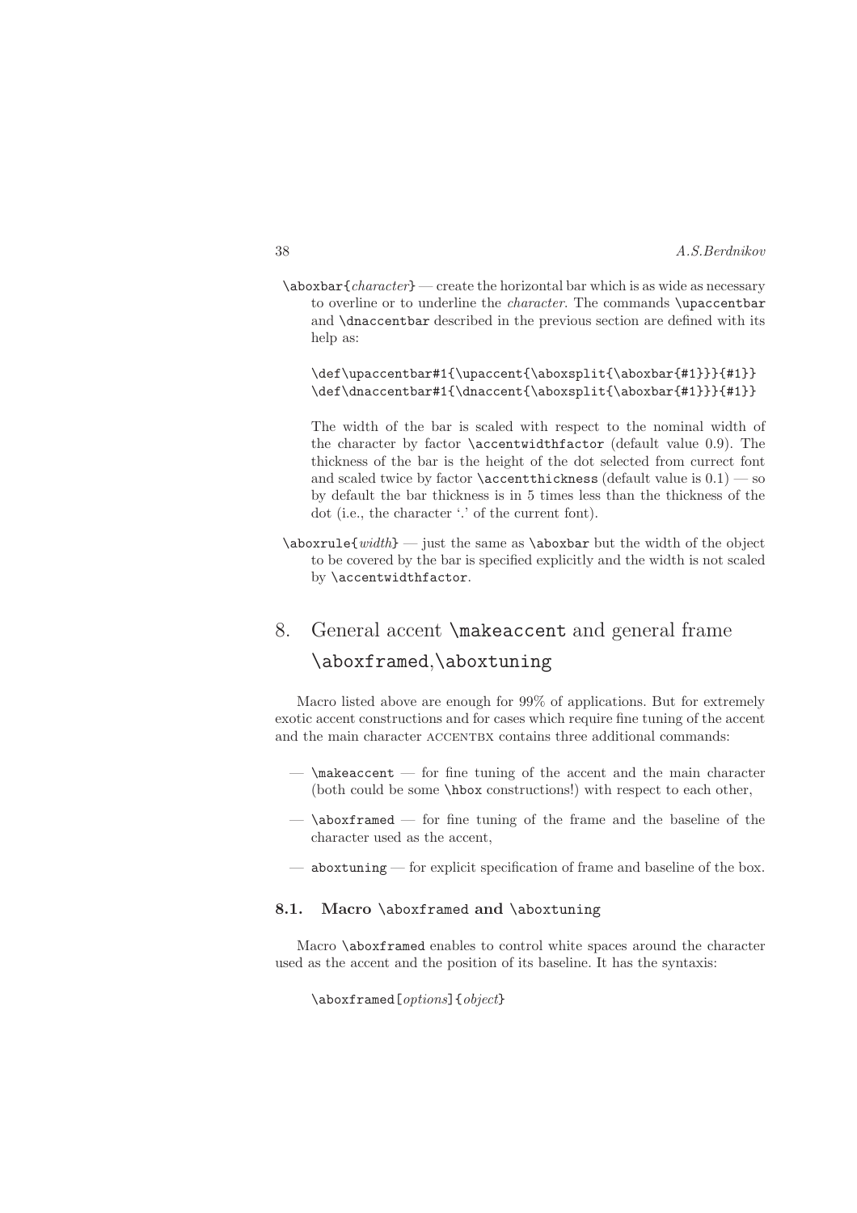`\aboxbar{`*character*`}` — create the horizontal bar which is as wide as necessary to overline or to underline the *character*. The commands `\upaccentbar` and `\dnaccentbar` described in the previous section are defined with its help as:

```
\def\upaccentbar#1{\upaccent{\aboxsplit{\aboxbar{#1}}}{#1}}
\def\dnaccentbar#1{\dnaccent{\aboxsplit{\aboxbar{#1}}}{#1}}
```

The width of the bar is scaled with respect to the nominal width of the character by factor `\accentwidthfactor` (default value 0.9). The thickness of the bar is the height of the dot selected from currect font and scaled twice by factor `\accentthickness` (default value is 0.1) — so by default the bar thickness is in 5 times less than the thickness of the dot (i.e., the character '.' of the current font).

`\aboxrule{`*width*`}` — just the same as `\aboxbar` but the width of the object to be covered by the bar is specified explicitly and the width is not scaled by `\accentwidthfactor`.

# 8. General accent `\makeaccent` and general frame `\aboxframed`,`\aboxtuning`

Macro listed above are enough for 99% of applications. But for extremely exotic accent constructions and for cases which require fine tuning of the accent and the main character ACCENTBX contains three additional commands:

- `\makeaccent` — for fine tuning of the accent and the main character (both could be some `\hbox` constructions!) with respect to each other,
- `\aboxframed` — for fine tuning of the frame and the baseline of the character used as the accent,
- `aboxtuning` — for explicit specification of frame and baseline of the box.

## 8.1. Macro `\aboxframed` and `\aboxtuning`

Macro `\aboxframed` enables to control white spaces around the character used as the accent and the position of its baseline. It has the syntaxis:

`\aboxframed[`*options*`]{`*object*`}`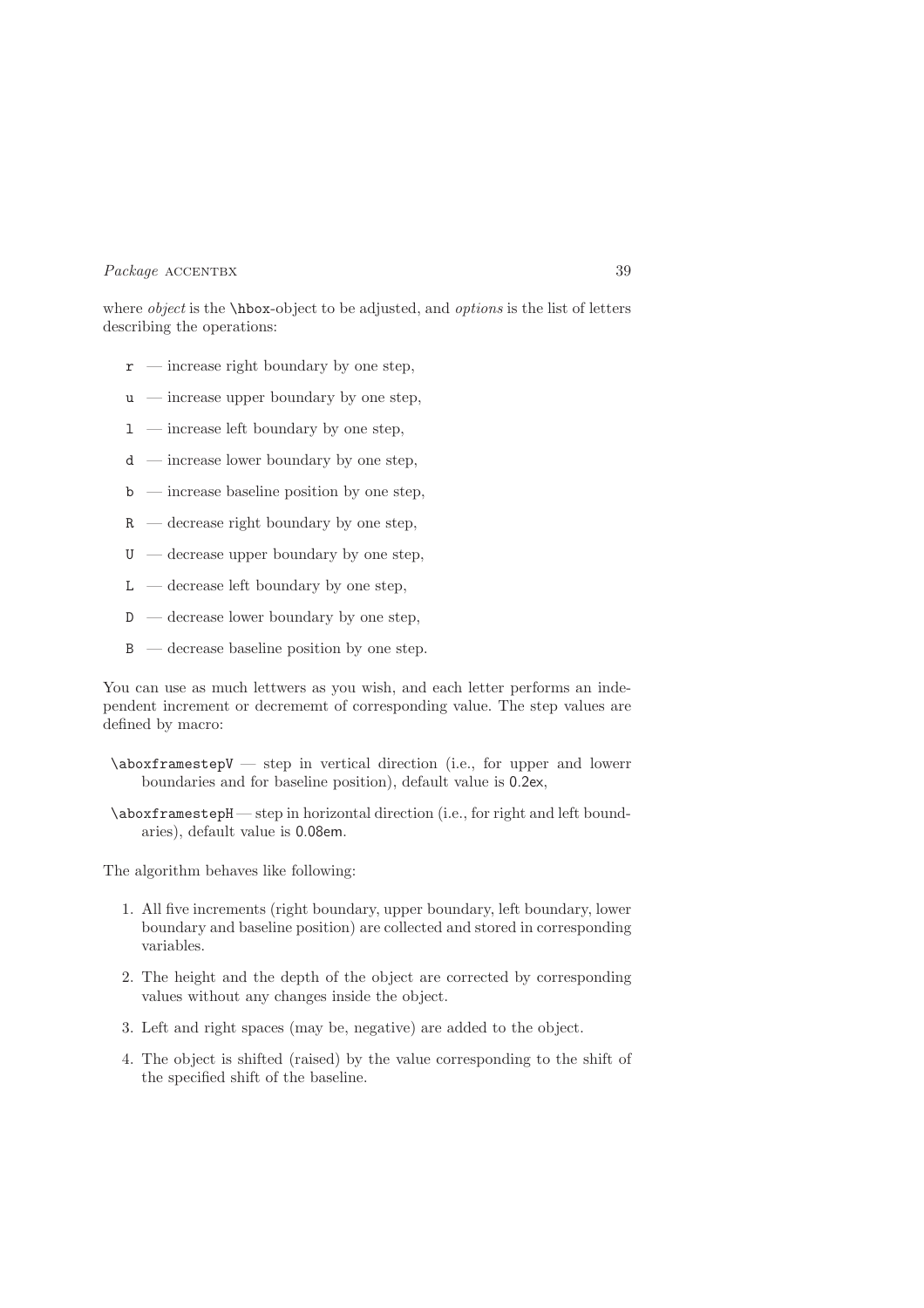where *object* is the `\hbox`-object to be adjusted, and *options* is the list of letters describing the operations:

- `r` — increase right boundary by one step,
- `u` — increase upper boundary by one step,
- `l` — increase left boundary by one step,
- `d` — increase lower boundary by one step,
- `b` — increase baseline position by one step,
- `R` — decrease right boundary by one step,
- `U` — decrease upper boundary by one step,
- `L` — decrease left boundary by one step,
- `D` — decrease lower boundary by one step,
- `B` — decrease baseline position by one step.

You can use as much lettwers as you wish, and each letter performs an independent increment or decrememt of corresponding value. The step values are defined by macro:

`\aboxframestepV` — step in vertical direction (i.e., for upper and lowerr boundaries and for baseline position), default value is `0.2ex`,

`\aboxframestepH` — step in horizontal direction (i.e., for right and left boundaries), default value is `0.08em`.

The algorithm behaves like following:

1. All five increments (right boundary, upper boundary, left boundary, lower boundary and baseline position) are collected and stored in corresponding variables.
2. The height and the depth of the object are corrected by corresponding values without any changes inside the object.
3. Left and right spaces (may be, negative) are added to the object.
4. The object is shifted (raised) by the value corresponding to the shift of the specified shift of the baseline.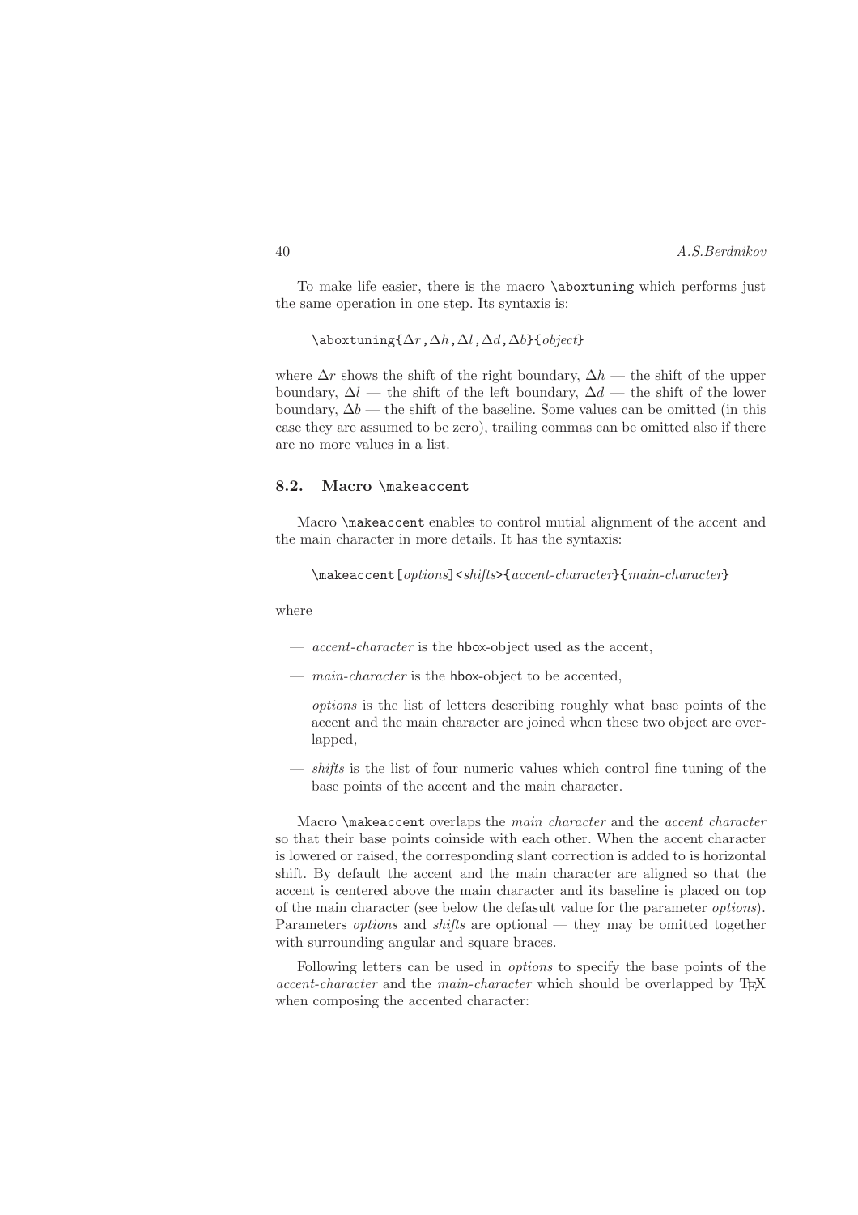To make life easier, there is the macro `\aboxtuning` which performs just the same operation in one step. Its syntaxis is:

`\aboxtuning{`$\Delta r$`,`$\Delta h$`,`$\Delta l$`,`$\Delta d$`,`$\Delta b$`}{`*object*`}`

where $\Delta r$ shows the shift of the right boundary, $\Delta h$ — the shift of the upper boundary, $\Delta l$ — the shift of the left boundary, $\Delta d$ — the shift of the lower boundary, $\Delta b$ — the shift of the baseline. Some values can be omitted (in this case they are assumed to be zero), trailing commas can be omitted also if there are no more values in a list.

### 8.2. Macro `\makeaccent`

Macro `\makeaccent` enables to control mutial alignment of the accent and the main character in more details. It has the syntaxis:

`\makeaccent[`*options*`]<`*shifts*`>{`*accent-character*`}{`*main-character*`}`

where

- *accent-character* is the hbox-object used as the accent,
- *main-character* is the hbox-object to be accented,
- *options* is the list of letters describing roughly what base points of the accent and the main character are joined when these two object are overlapped,
- *shifts* is the list of four numeric values which control fine tuning of the base points of the accent and the main character.

Macro `\makeaccent` overlaps the *main character* and the *accent character* so that their base points coinside with each other. When the accent character is lowered or raised, the corresponding slant correction is added to is horizontal shift. By default the accent and the main character are aligned so that the accent is centered above the main character and its baseline is placed on top of the main character (see below the defasult value for the parameter *options*). Parameters *options* and *shifts* are optional — they may be omitted together with surrounding angular and square braces.

Following letters can be used in *options* to specify the base points of the *accent-character* and the *main-character* which should be overlapped by TEX when composing the accented character: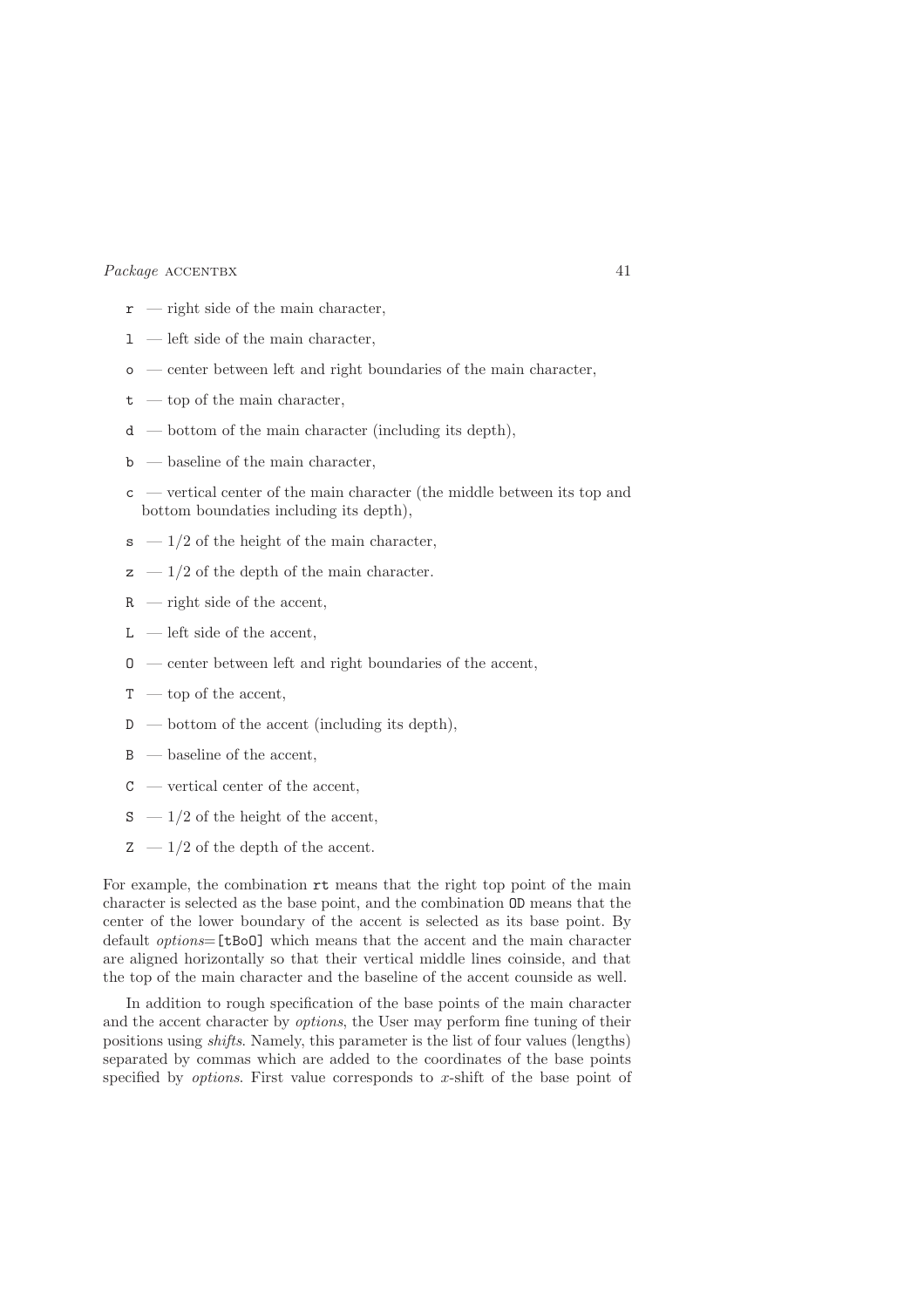- `r` — right side of the main character,
- `l` — left side of the main character,
- `o` — center between left and right boundaries of the main character,
- `t` — top of the main character,
- `d` — bottom of the main character (including its depth),
- `b` — baseline of the main character,
- `c` — vertical center of the main character (the middle between its top and bottom boundaties including its depth),
- `s` — 1/2 of the height of the main character,
- `z` — 1/2 of the depth of the main character.
- `R` — right side of the accent,
- `L` — left side of the accent,
- `O` — center between left and right boundaries of the accent,
- `T` — top of the accent,
- `D` — bottom of the accent (including its depth),
- `B` — baseline of the accent,
- `C` — vertical center of the accent,
- `S` — 1/2 of the height of the accent,
- `Z` — 1/2 of the depth of the accent.

For example, the combination `rt` means that the right top point of the main character is selected as the base point, and the combination `OD` means that the center of the lower boundary of the accent is selected as its base point. By default *options*=`[tBoO]` which means that the accent and the main character are aligned horizontally so that their vertical middle lines coinside, and that the top of the main character and the baseline of the accent counside as well.

In addition to rough specification of the base points of the main character and the accent character by *options*, the User may perform fine tuning of their positions using *shifts*. Namely, this parameter is the list of four values (lengths) separated by commas which are added to the coordinates of the base points specified by *options*. First value corresponds to $x$-shift of the base point of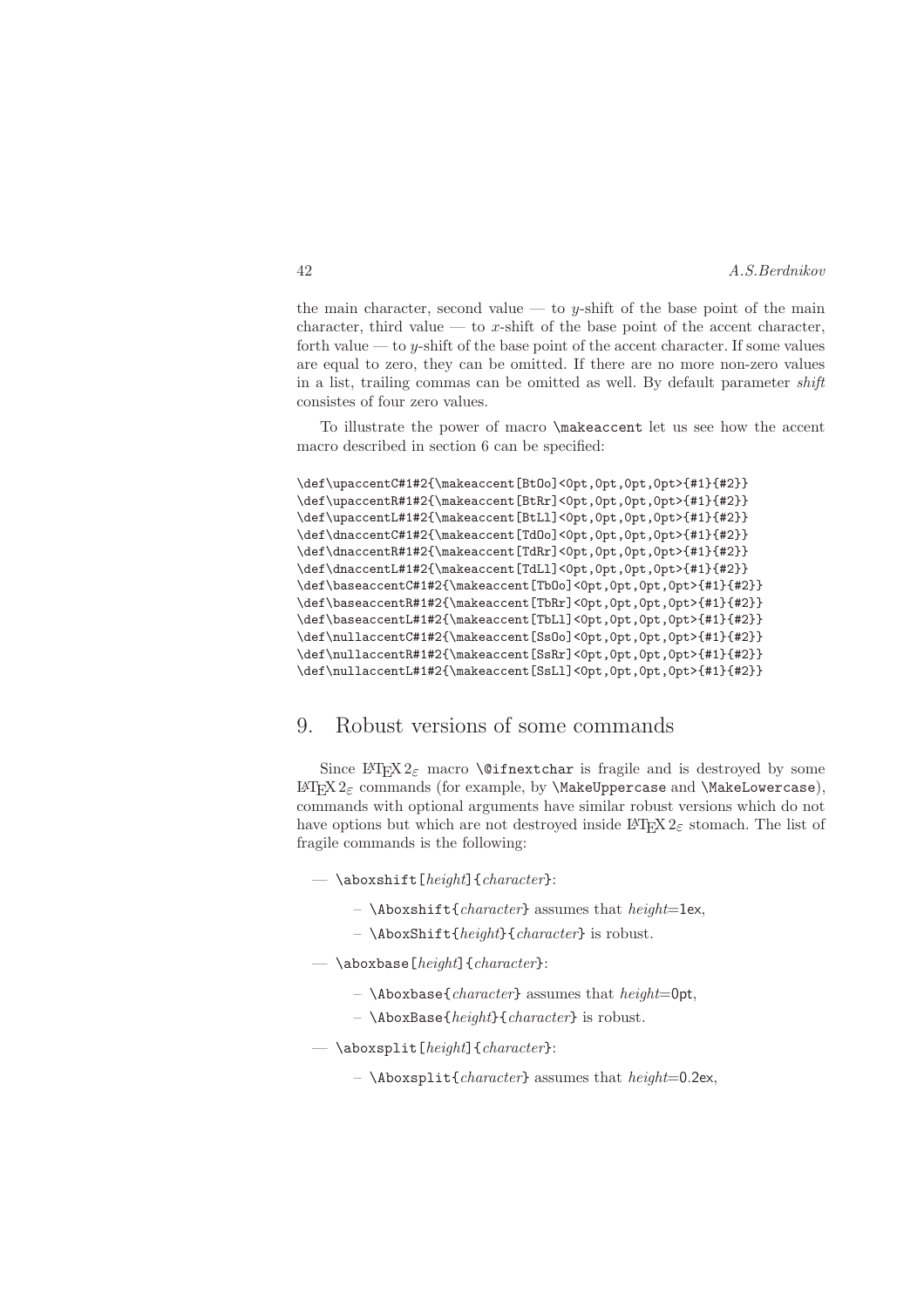the main character, second value — to $y$-shift of the base point of the main character, third value — to $x$-shift of the base point of the accent character, forth value — to $y$-shift of the base point of the accent character. If some values are equal to zero, they can be omitted. If there are no more non-zero values in a list, trailing commas can be omitted as well. By default parameter *shift* consistes of four zero values.

To illustrate the power of macro `\makeaccent` let us see how the accent macro described in section 6 can be specified:

```
\def\upaccentC#1#2{\makeaccent[BtOo]<0pt,0pt,0pt,0pt>{#1}{#2}}
\def\upaccentR#1#2{\makeaccent[BtRr]<0pt,0pt,0pt,0pt>{#1}{#2}}
\def\upaccentL#1#2{\makeaccent[BtLl]<0pt,0pt,0pt,0pt>{#1}{#2}}
\def\dnaccentC#1#2{\makeaccent[TdOo]<0pt,0pt,0pt,0pt>{#1}{#2}}
\def\dnaccentR#1#2{\makeaccent[TdRr]<0pt,0pt,0pt,0pt>{#1}{#2}}
\def\dnaccentL#1#2{\makeaccent[TdLl]<0pt,0pt,0pt,0pt>{#1}{#2}}
\def\baseaccentC#1#2{\makeaccent[TbOo]<0pt,0pt,0pt,0pt>{#1}{#2}}
\def\baseaccentR#1#2{\makeaccent[TbRr]<0pt,0pt,0pt,0pt>{#1}{#2}}
\def\baseaccentL#1#2{\makeaccent[TbLl]<0pt,0pt,0pt,0pt>{#1}{#2}}
\def\nullaccentC#1#2{\makeaccent[SsOo]<0pt,0pt,0pt,0pt>{#1}{#2}}
\def\nullaccentR#1#2{\makeaccent[SsRr]<0pt,0pt,0pt,0pt>{#1}{#2}}
\def\nullaccentL#1#2{\makeaccent[SsLl]<0pt,0pt,0pt,0pt>{#1}{#2}}
```

## 9. Robust versions of some commands

Since LaTeX $2_\varepsilon$ macro `\@ifnextchar` is fragile and is destroyed by some LaTeX $2_\varepsilon$ commands (for example, by `\MakeUppercase` and `\MakeLowercase`), commands with optional arguments have similar robust versions which do not have options but which are not destroyed inside LaTeX $2_\varepsilon$ stomach. The list of fragile commands is the following:

— `\aboxshift[`*height*`]{`*character*`}`:

  – `\Aboxshift{`*character*`}` assumes that *height*=1ex,

  – `\AboxShift{`*height*`}{`*character*`}` is robust.

— `\aboxbase[`*height*`]{`*character*`}`:

  – `\Aboxbase{`*character*`}` assumes that *height*=0pt,

  – `\AboxBase{`*height*`}{`*character*`}` is robust.

— `\aboxsplit[`*height*`]{`*character*`}`:

  – `\Aboxsplit{`*character*`}` assumes that *height*=0.2ex,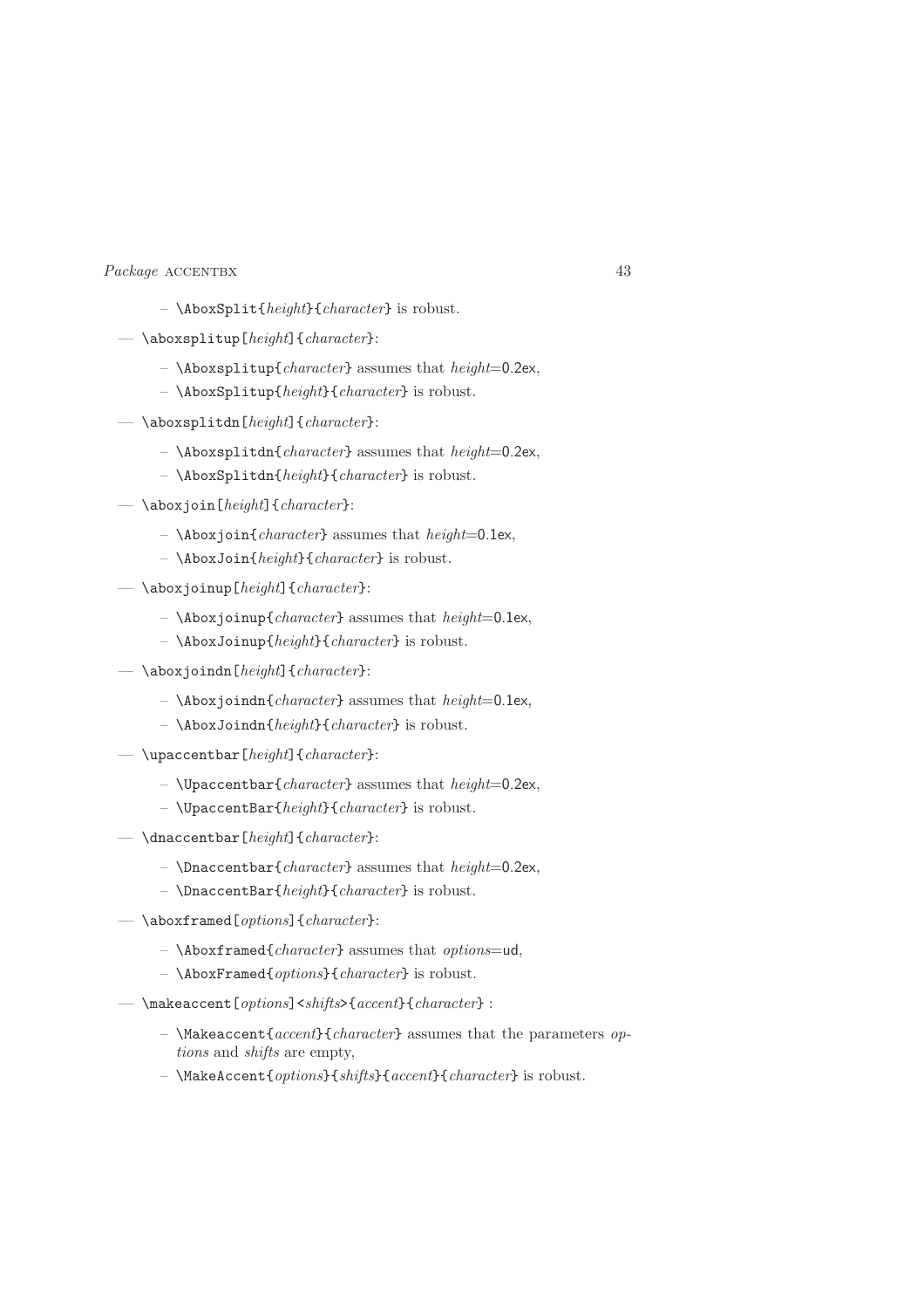- `\AboxSplit{`*height*`}{`*character*`}` is robust.

- `\aboxsplitup[`*height*`]{`*character*`}`:

  - `\Aboxsplitup{`*character*`}` assumes that *height*=0.2ex,
  - `\AboxSplitup{`*height*`}{`*character*`}` is robust.

- `\aboxsplitdn[`*height*`]{`*character*`}`:

  - `\Aboxsplitdn{`*character*`}` assumes that *height*=0.2ex,
  - `\AboxSplitdn{`*height*`}{`*character*`}` is robust.

- `\aboxjoin[`*height*`]{`*character*`}`:

  - `\Aboxjoin{`*character*`}` assumes that *height*=0.1ex,
  - `\AboxJoin{`*height*`}{`*character*`}` is robust.

- `\aboxjoinup[`*height*`]{`*character*`}`:

  - `\Aboxjoinup{`*character*`}` assumes that *height*=0.1ex,
  - `\AboxJoinup{`*height*`}{`*character*`}` is robust.

- `\aboxjoindn[`*height*`]{`*character*`}`:

  - `\Aboxjoindn{`*character*`}` assumes that *height*=0.1ex,
  - `\AboxJoindn{`*height*`}{`*character*`}` is robust.

- `\upaccentbar[`*height*`]{`*character*`}`:

  - `\Upaccentbar{`*character*`}` assumes that *height*=0.2ex,
  - `\UpaccentBar{`*height*`}{`*character*`}` is robust.

- `\dnaccentbar[`*height*`]{`*character*`}`:

  - `\Dnaccentbar{`*character*`}` assumes that *height*=0.2ex,
  - `\DnaccentBar{`*height*`}{`*character*`}` is robust.

- `\aboxframed[`*options*`]{`*character*`}`:

  - `\Aboxframed{`*character*`}` assumes that *options*=ud,
  - `\AboxFramed{`*options*`}{`*character*`}` is robust.

- `\makeaccent[`*options*`]<`*shifts*`>{`*accent*`}{`*character*`}` :

  - `\Makeaccent{`*accent*`}{`*character*`}` assumes that the parameters *options* and *shifts* are empty,
  - `\MakeAccent{`*options*`}{`*shifts*`}{`*accent*`}{`*character*`}` is robust.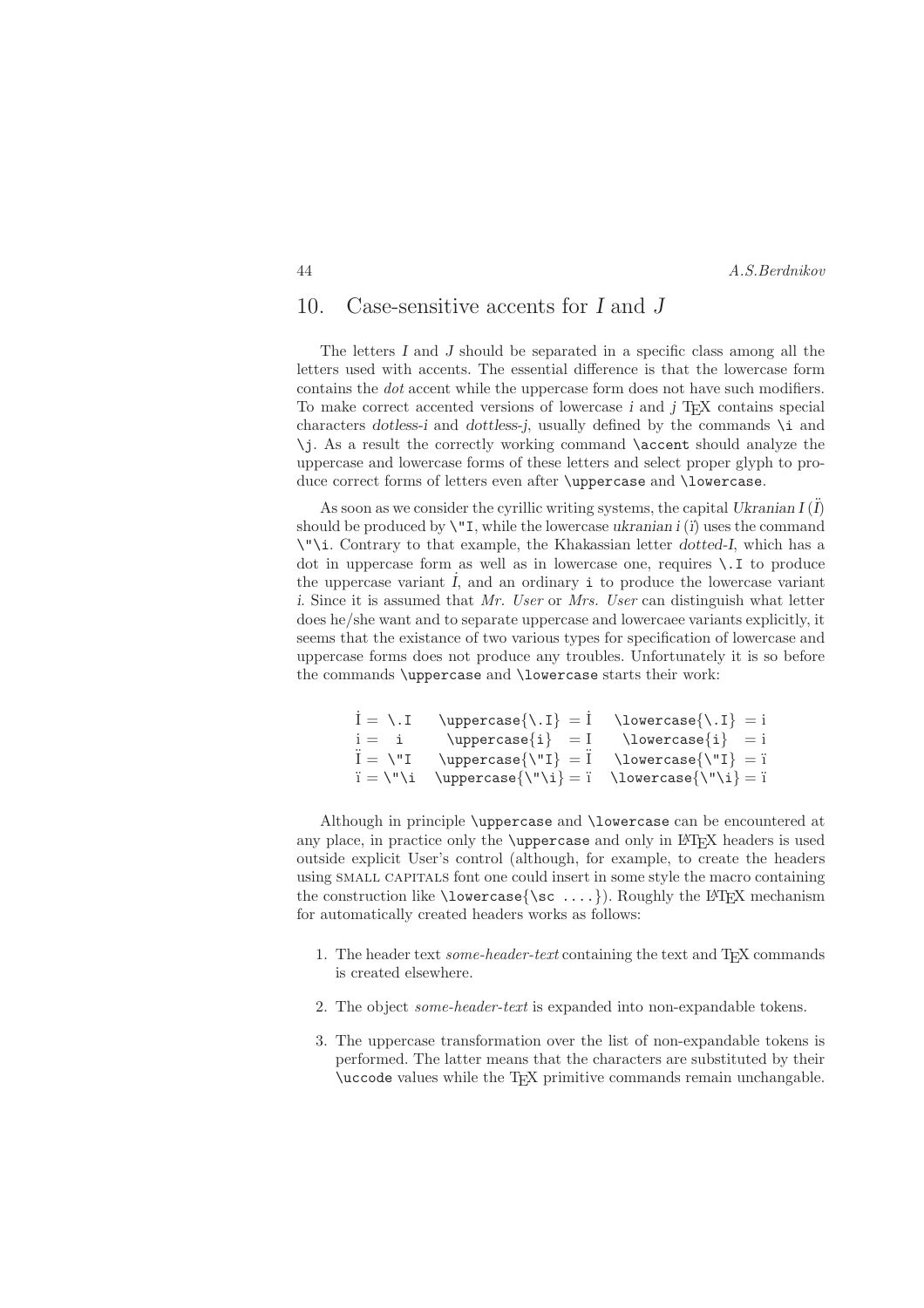## 10. Case-sensitive accents for *I* and *J*

The letters *I* and *J* should be separated in a specific class among all the letters used with accents. The essential difference is that the lowercase form contains the *dot* accent while the uppercase form does not have such modifiers. To make correct accented versions of lowercase *i* and *j* TEX contains special characters *dotless-i* and *dottless-j*, usually defined by the commands `\i` and `\j`. As a result the correctly working command `\accent` should analyze the uppercase and lowercase forms of these letters and select proper glyph to produce correct forms of letters even after `\uppercase` and `\lowercase`.

As soon as we consider the cyrillic writing systems, the capital *Ukranian I* (*Ï*) should be produced by `\"I`, while the lowercase *ukranian i* (*ï*) uses the command `\"\i`. Contrary to that example, the Khakassian letter *dotted-I*, which has a dot in uppercase form as well as in lowercase one, requires `\.I` to produce the uppercase variant *İ*, and an ordinary `i` to produce the lowercase variant *i*. Since it is assumed that *Mr. User* or *Mrs. User* can distinguish what letter does he/she want and to separate uppercase and lowercaee variants explicitly, it seems that the existance of two various types for specification of lowercase and uppercase forms does not produce any troubles. Unfortunately it is so before the commands `\uppercase` and `\lowercase` starts their work:

| | | |
|---|---|---|
| İ = `\.I` | `\uppercase{\.I}` = İ | `\lowercase{\.I}` = i |
| i = `i` | `\uppercase{i}` = I | `\lowercase{i}` = i |
| Ï = `\"I` | `\uppercase{\"I}` = Ï | `\lowercase{\"I}` = ï |
| ï = `\"\i` | `\uppercase{\"\i}` = ï | `\lowercase{\"\i}` = ï |

Although in principle `\uppercase` and `\lowercase` can be encountered at any place, in practice only the `\uppercase` and only in LATEX headers is used outside explicit User's control (although, for example, to create the headers using SMALL CAPITALS font one could insert in some style the macro containing the construction like `\lowercase{\sc ....}`). Roughly the LATEX mechanism for automatically created headers works as follows:

1. The header text *some-header-text* containing the text and TEX commands is created elsewhere.
2. The object *some-header-text* is expanded into non-expandable tokens.
3. The uppercase transformation over the list of non-expandable tokens is performed. The latter means that the characters are substituted by their `\uccode` values while the TEX primitive commands remain unchangable.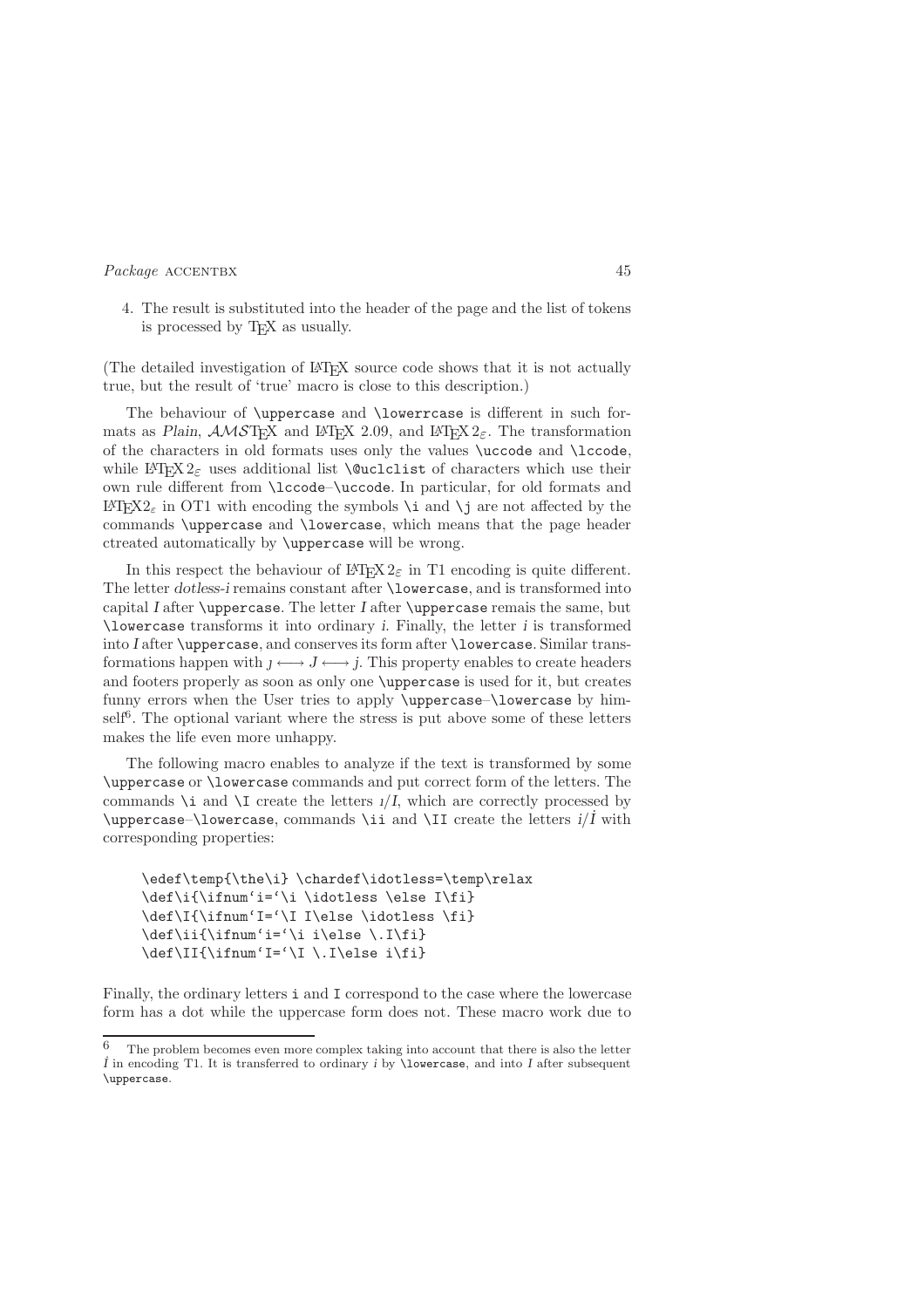4. The result is substituted into the header of the page and the list of tokens is processed by TEX as usually.

(The detailed investigation of LATEX source code shows that it is not actually true, but the result of 'true' macro is close to this description.)

The behaviour of `\uppercase` and `\lowerrcase` is different in such formats as *Plain*, $\mathcal{AMS}$TEX and LATEX 2.09, and LATEX $2_\varepsilon$. The transformation of the characters in old formats uses only the values `\uccode` and `\lccode`, while LATEX $2_\varepsilon$ uses additional list `\@uclclist` of characters which use their own rule different from `\lccode`–`\uccode`. In particular, for old formats and LATEX$2_\varepsilon$ in OT1 with encoding the symbols `\i` and `\j` are not affected by the commands `\uppercase` and `\lowercase`, which means that the page header ctreated automatically by `\uppercase` will be wrong.

In this respect the behaviour of LATEX $2_\varepsilon$ in T1 encoding is quite different. The letter *dotless-i* remains constant after `\lowercase`, and is transformed into capital *I* after `\uppercase`. The letter *I* after `\uppercase` remais the same, but `\lowercase` transforms it into ordinary *i*. Finally, the letter *i* is transformed into *I* after `\uppercase`, and conserves its form after `\lowercase`. Similar transformations happen with $\jmath \longleftrightarrow J \longleftrightarrow j$. This property enables to create headers and footers properly as soon as only one `\uppercase` is used for it, but creates funny errors when the User tries to apply `\uppercase`–`\lowercase` by himself[6]. The optional variant where the stress is put above some of these letters makes the life even more unhappy.

The following macro enables to analyze if the text is transformed by some `\uppercase` or `\lowercase` commands and put correct form of the letters. The commands `\i` and `\I` create the letters *ı*/*I*, which are correctly processed by `\uppercase`–`\lowercase`, commands `\ii` and `\II` create the letters *i*/*İ* with corresponding properties:

```
\edef\temp{\the\i} \chardef\idotless=\temp\relax
\def\i{\ifnum`i=`\i \idotless \else I\fi}
\def\I{\ifnum`I=`\I I\else \idotless \fi}
\def\ii{\ifnum`i=`\i i\else \.I\fi}
\def\II{\ifnum`I=`\I \.I\else i\fi}
```

Finally, the ordinary letters `i` and `I` correspond to the case where the lowercase form has a dot while the uppercase form does not. These macro work due to

[6] The problem becomes even more complex taking into account that there is also the letter *İ* in encoding T1. It is transferred to ordinary *i* by `\lowercase`, and into *I* after subsequent `\uppercase`.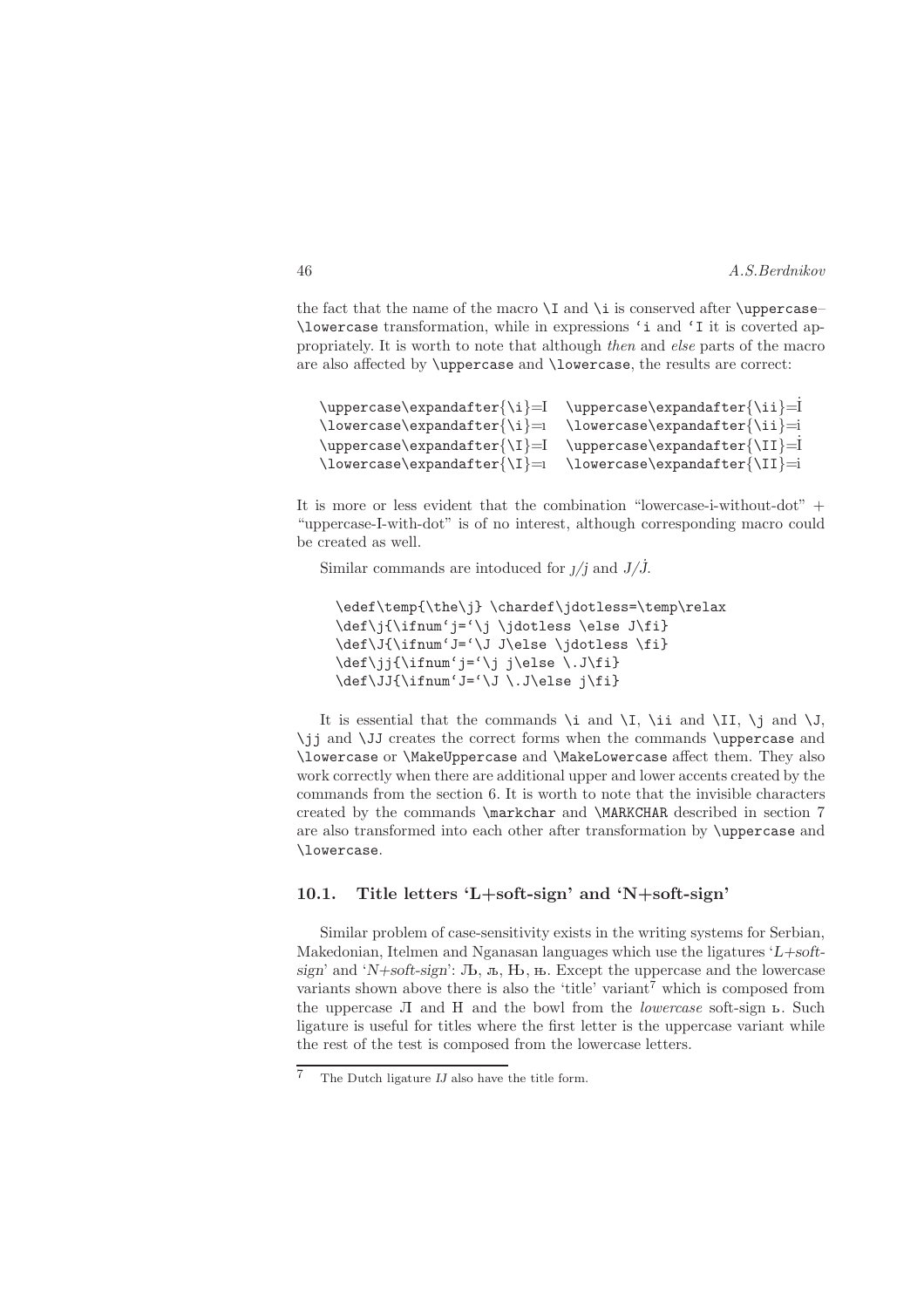the fact that the name of the macro `\I` and `\i` is conserved after `\uppercase`–`\lowercase` transformation, while in expressions `‘i` and `‘I` it is coverted appropriately. It is worth to note that although *then* and *else* parts of the macro are also affected by `\uppercase` and `\lowercase`, the results are correct:

```
\uppercase\expandafter{\i}=I   \uppercase\expandafter{\ii}=İ
\lowercase\expandafter{\i}=ı   \lowercase\expandafter{\ii}=i
\uppercase\expandafter{\I}=I   \uppercase\expandafter{\II}=İ
\lowercase\expandafter{\I}=ı   \lowercase\expandafter{\II}=i
```

It is more or less evident that the combination “lowercase-i-without-dot” + “uppercase-I-with-dot” is of no interest, although corresponding macro could be created as well.

Similar commands are intoduced for ȷ/j and J/J̇.

```
\edef\temp{\the\j} \chardef\jdotless=\temp\relax
\def\j{\ifnum`j=`\j \jdotless \else J\fi}
\def\J{\ifnum`J=`\J J\else \jdotless \fi}
\def\jj{\ifnum`j=`\j j\else \.J\fi}
\def\JJ{\ifnum`J=`\J \.J\else j\fi}
```

It is essential that the commands `\i` and `\I`, `\ii` and `\II`, `\j` and `\J`, `\jj` and `\JJ` creates the correct forms when the commands `\uppercase` and `\lowercase` or `\MakeUppercase` and `\MakeLowercase` affect them. They also work correctly when there are additional upper and lower accents created by the commands from the section 6. It is worth to note that the invisible characters created by the commands `\markchar` and `\MARKCHAR` described in section 7 are also transformed into each other after transformation by `\uppercase` and `\lowercase`.

### 10.1. Title letters ‘L+soft-sign’ and ‘N+soft-sign’

Similar problem of case-sensitivity exists in the writing systems for Serbian, Makedonian, Itelmen and Nganasan languages which use the ligatures ‘*L+soft-sign*’ and ‘*N+soft-sign*’: Љ, љ, Њ, њ. Except the uppercase and the lowercase variants shown above there is also the ‘title’ variant[7] which is composed from the uppercase Л and Н and the bowl from the *lowercase* soft-sign ь. Such ligature is useful for titles where the first letter is the uppercase variant while the rest of the test is composed from the lowercase letters.

[7] The Dutch ligature *IJ* also have the title form.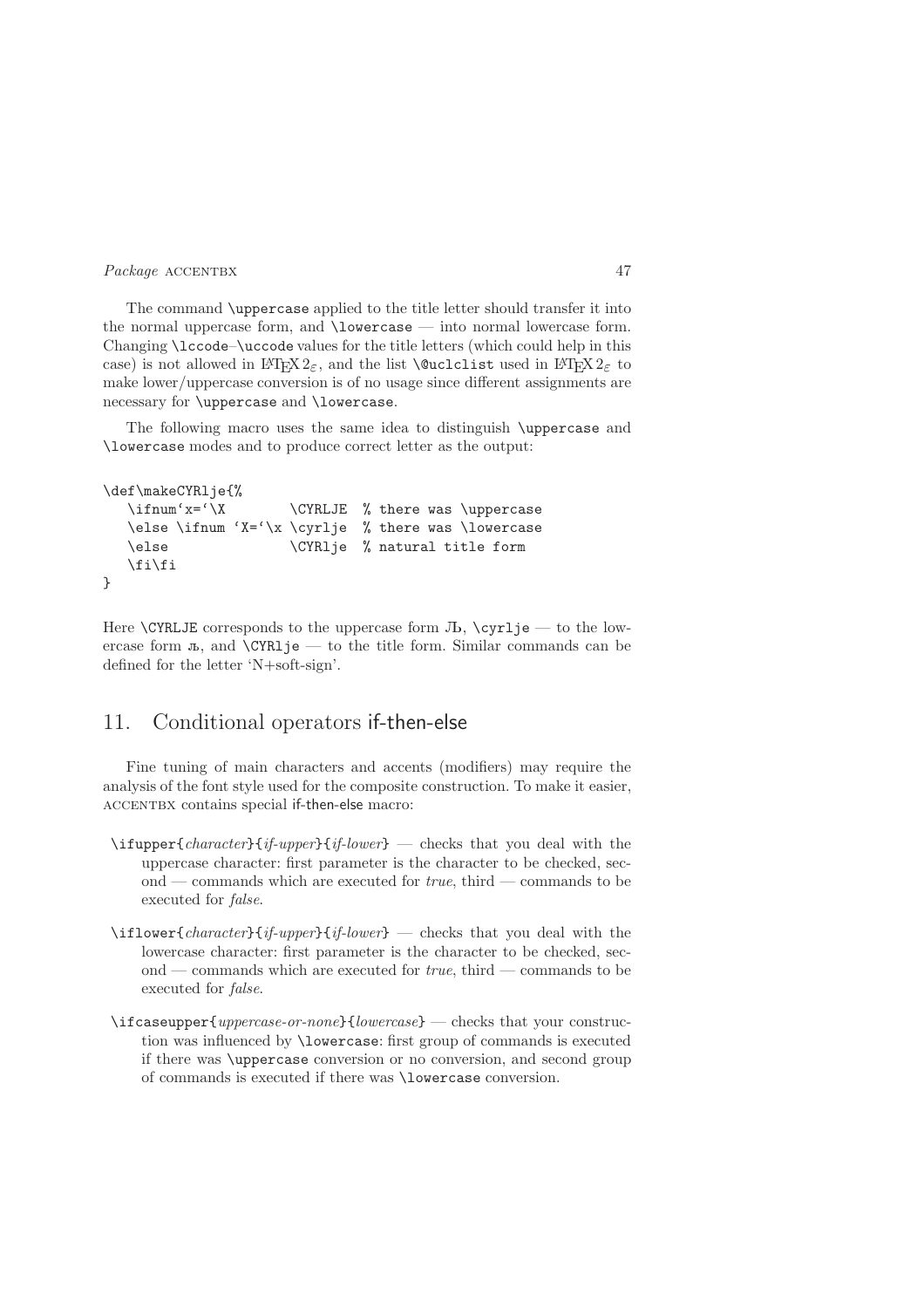The command `\uppercase` applied to the title letter should transfer it into the normal uppercase form, and `\lowercase` — into normal lowercase form. Changing `\lccode`–`\uccode` values for the title letters (which could help in this case) is not allowed in LaTeX $2_\varepsilon$, and the list `\@uclclist` used in LaTeX $2_\varepsilon$ to make lower/uppercase conversion is of no usage since different assignments are necessary for `\uppercase` and `\lowercase`.

The following macro uses the same idea to distinguish `\uppercase` and `\lowercase` modes and to produce correct letter as the output:

```
\def\makeCYRlje{%
   \ifnum`x=`\X        \CYRLJE  % there was \uppercase
   \else \ifnum `X=`\x \cyrlje  % there was \lowercase
   \else               \CYRlje  % natural title form
   \fi\fi
}
```

Here `\CYRLJE` corresponds to the uppercase form Љ, `\cyrlje` — to the lowercase form љ, and `\CYRlje` — to the title form. Similar commands can be defined for the letter 'N+soft-sign'.

## 11. Conditional operators if-then-else

Fine tuning of main characters and accents (modifiers) may require the analysis of the font style used for the composite construction. To make it easier, ACCENTBX contains special if-then-else macro:

`\ifupper{`*character*`}{`*if-upper*`}{`*if-lower*`}` — checks that you deal with the uppercase character: first parameter is the character to be checked, second — commands which are executed for *true*, third — commands to be executed for *false*.

`\iflower{`*character*`}{`*if-upper*`}{`*if-lower*`}` — checks that you deal with the lowercase character: first parameter is the character to be checked, second — commands which are executed for *true*, third — commands to be executed for *false*.

`\ifcaseupper{`*uppercase-or-none*`}{`*lowercase*`}` — checks that your construction was influenced by `\lowercase`: first group of commands is executed if there was `\uppercase` conversion or no conversion, and second group of commands is executed if there was `\lowercase` conversion.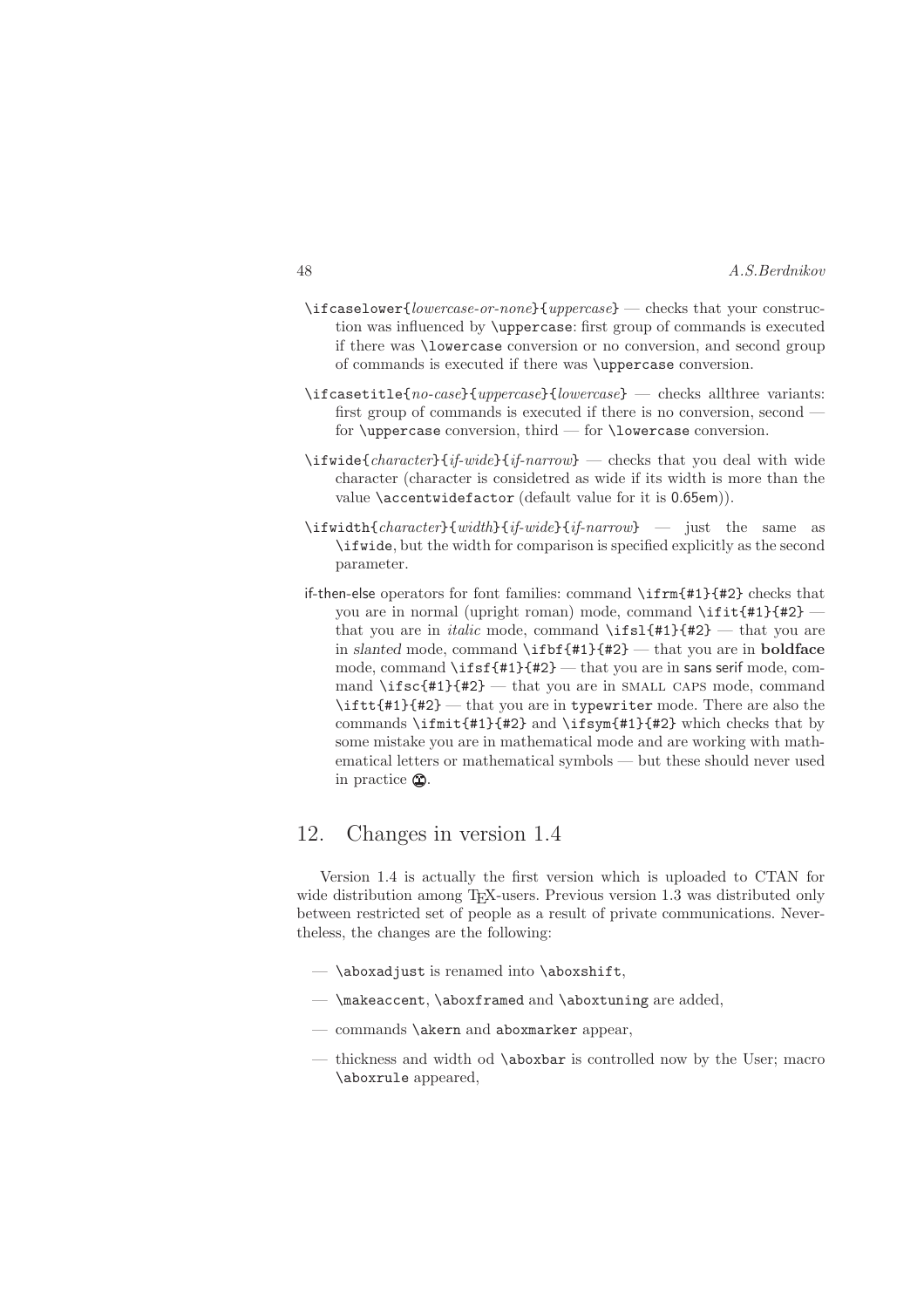`\ifcaselower{`*lowercase-or-none*`}{`*uppercase*`}` — checks that your construction was influenced by `\uppercase`: first group of commands is executed if there was `\lowercase` conversion or no conversion, and second group of commands is executed if there was `\uppercase` conversion.

`\ifcasetitle{`*no-case*`}{`*uppercase*`}{`*lowercase*`}` — checks allthree variants: first group of commands is executed if there is no conversion, second — for `\uppercase` conversion, third — for `\lowercase` conversion.

`\ifwide{`*character*`}{`*if-wide*`}{`*if-narrow*`}` — checks that you deal with wide character (character is considetred as wide if its width is more than the value `\accentwidefactor` (default value for it is 0.65em)).

`\ifwidth{`*character*`}{`*width*`}{`*if-wide*`}{`*if-narrow*`}` — just the same as `\ifwide`, but the width for comparison is specified explicitly as the second parameter.

if-then-else operators for font families: command `\ifrm{#1}{#2}` checks that you are in normal (upright roman) mode, command `\ifit{#1}{#2}` — that you are in *italic* mode, command `\ifsl{#1}{#2}` — that you are in *slanted* mode, command `\ifbf{#1}{#2}` — that you are in **boldface** mode, command `\ifsf{#1}{#2}` — that you are in sans serif mode, command `\ifsc{#1}{#2}` — that you are in SMALL CAPS mode, command `\iftt{#1}{#2}` — that you are in `typewriter` mode. There are also the commands `\ifmit{#1}{#2}` and `\ifsym{#1}{#2}` which checks that by some mistake you are in mathematical mode and are working with mathematical letters or mathematical symbols — but these should never used in practice ☹.

## 12. Changes in version 1.4

Version 1.4 is actually the first version which is uploaded to CTAN for wide distribution among TeX-users. Previous version 1.3 was distributed only between restricted set of people as a result of private communications. Nevertheless, the changes are the following:

- `\aboxadjust` is renamed into `\aboxshift`,
- `\makeaccent`, `\aboxframed` and `\aboxtuning` are added,
- commands `\akern` and `aboxmarker` appear,
- thickness and width od `\aboxbar` is controlled now by the User; macro `\aboxrule` appeared,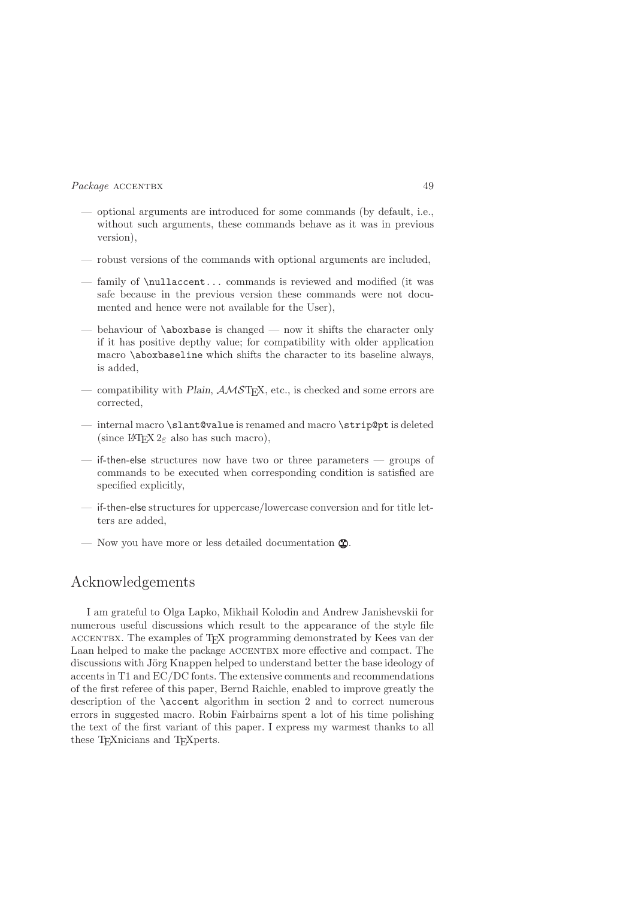— optional arguments are introduced for some commands (by default, i.e., without such arguments, these commands behave as it was in previous version),

— robust versions of the commands with optional arguments are included,

— family of `\nullaccent...` commands is reviewed and modified (it was safe because in the previous version these commands were not documented and hence were not available for the User),

— behaviour of `\aboxbase` is changed — now it shifts the character only if it has positive depthy value; for compatibility with older application macro `\aboxbaseline` which shifts the character to its baseline always, is added,

— compatibility with *Plain*, $\mathcal{AMS}$TEX, etc., is checked and some errors are corrected,

— internal macro `\slant@value` is renamed and macro `\strip@pt` is deleted (since LaTeX $2_\varepsilon$ also has such macro),

— if-then-else structures now have two or three parameters — groups of commands to be executed when corresponding condition is satisfied are specified explicitly,

— if-then-else structures for uppercase/lowercase conversion and for title letters are added,

— Now you have more or less detailed documentation ☹.

# Acknowledgements

I am grateful to Olga Lapko, Mikhail Kolodin and Andrew Janishevskii for numerous useful discussions which result to the appearance of the style file ACCENTBX. The examples of TEX programming demonstrated by Kees van der Laan helped to make the package ACCENTBX more effective and compact. The discussions with Jörg Knappen helped to understand better the base ideology of accents in T1 and EC/DC fonts. The extensive comments and recommendations of the first referee of this paper, Bernd Raichle, enabled to improve greatly the description of the `\accent` algorithm in section 2 and to correct numerous errors in suggested macro. Robin Fairbairns spent a lot of his time polishing the text of the first variant of this paper. I express my warmest thanks to all these TEXnicians and TEXperts.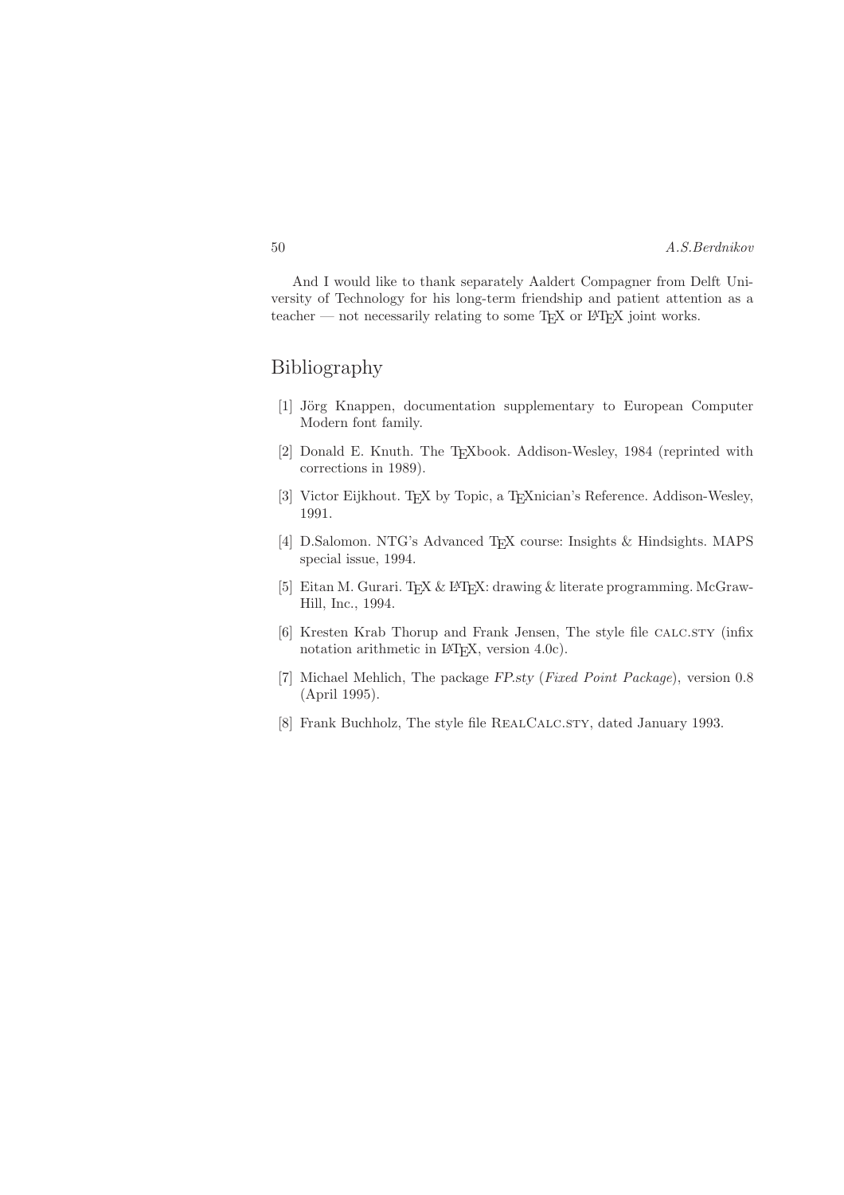And I would like to thank separately Aaldert Compagner from Delft University of Technology for his long-term friendship and patient attention as a teacher — not necessarily relating to some TEX or LATEX joint works.

# Bibliography

[1] Jörg Knappen, documentation supplementary to European Computer Modern font family.

[2] Donald E. Knuth. The TEXbook. Addison-Wesley, 1984 (reprinted with corrections in 1989).

[3] Victor Eijkhout. TEX by Topic, a TEXnician's Reference. Addison-Wesley, 1991.

[4] D.Salomon. NTG's Advanced TEX course: Insights & Hindsights. MAPS special issue, 1994.

[5] Eitan M. Gurari. TEX & LATEX: drawing & literate programming. McGraw-Hill, Inc., 1994.

[6] Kresten Krab Thorup and Frank Jensen, The style file CALC.STY (infix notation arithmetic in LATEX, version 4.0c).

[7] Michael Mehlich, The package *FP.sty* (*Fixed Point Package*), version 0.8 (April 1995).

[8] Frank Buchholz, The style file REALCALC.STY, dated January 1993.